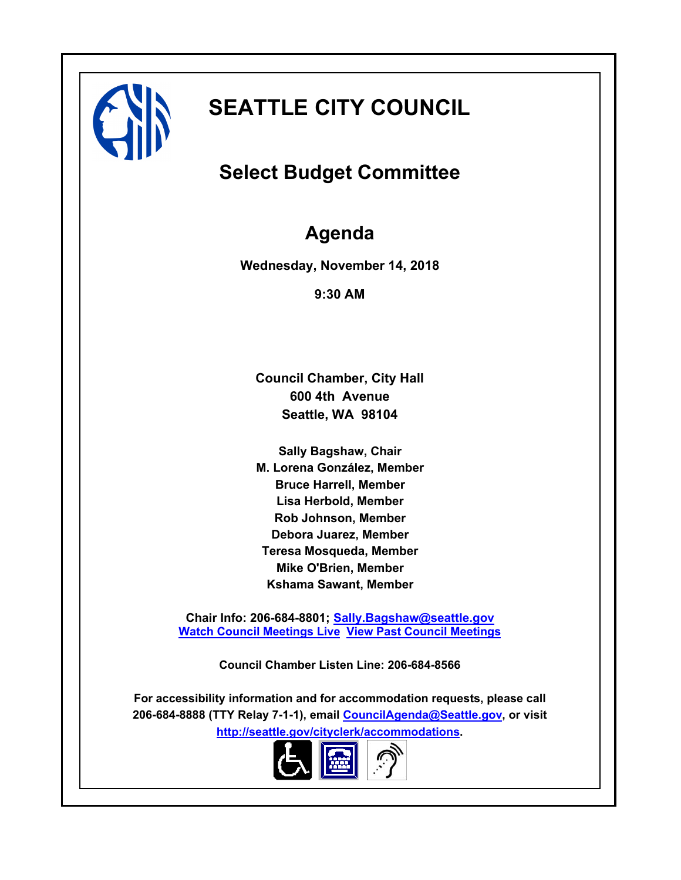# SEATTLE CITY COUNCIL

## Select Budget Committee

## Agenda

**Wednesday, November 14, 2018**

**9:30 AM**

**Council Chamber, City Hall**
**600 4th Avenue**
**Seattle, WA 98104**

**Sally Bagshaw, Chair**
**M. Lorena González, Member**
**Bruce Harrell, Member**
**Lisa Herbold, Member**
**Rob Johnson, Member**
**Debora Juarez, Member**
**Teresa Mosqueda, Member**
**Mike O'Brien, Member**
**Kshama Sawant, Member**

**Chair Info: 206-684-8801; Sally.Bagshaw@seattle.gov**
**Watch Council Meetings Live  View Past Council Meetings**

**Council Chamber Listen Line: 206-684-8566**

**For accessibility information and for accommodation requests, please call 206-684-8888 (TTY Relay 7-1-1), email CouncilAgenda@Seattle.gov, or visit http://seattle.gov/cityclerk/accommodations.**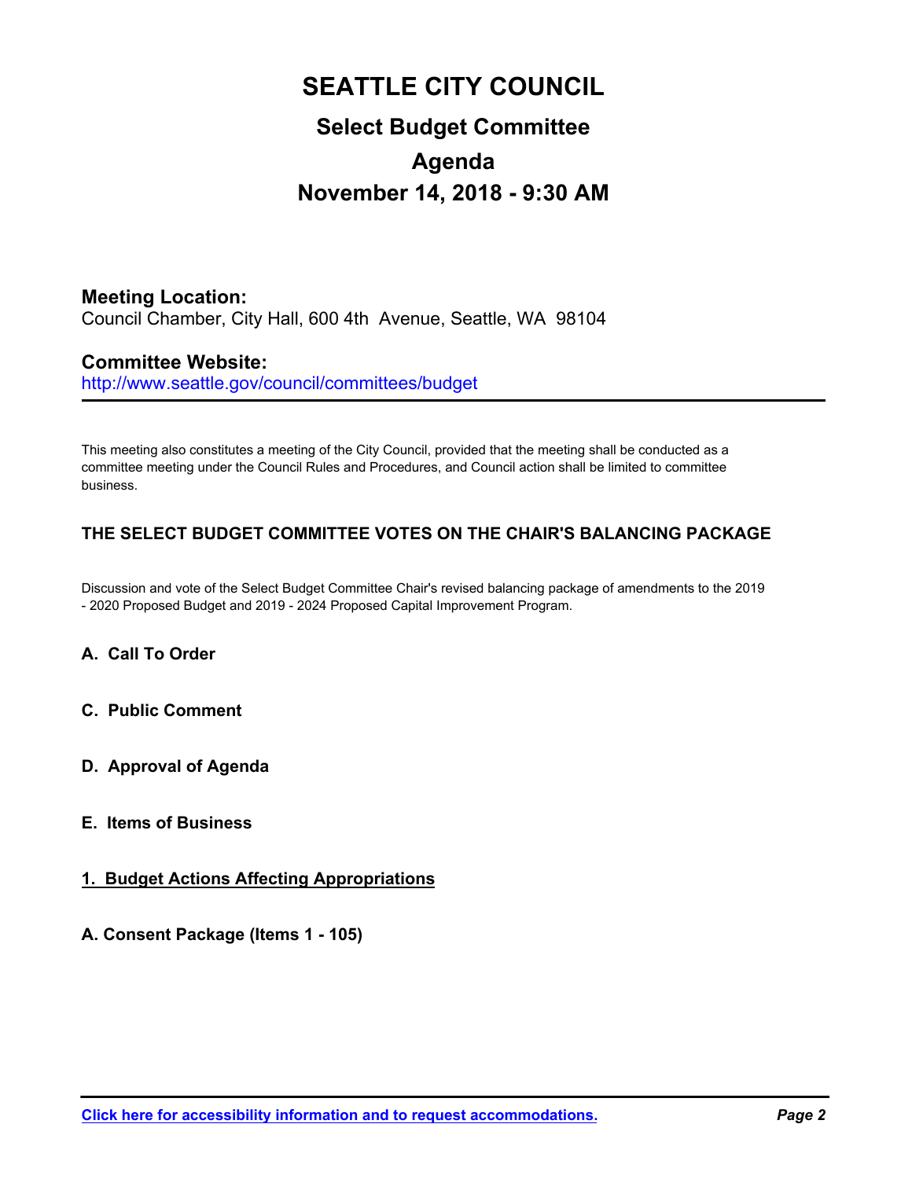# SEATTLE CITY COUNCIL

## Select Budget Committee

## Agenda

## November 14, 2018 - 9:30 AM

**Meeting Location:**
Council Chamber, City Hall, 600 4th Avenue, Seattle, WA 98104

**Committee Website:**
http://www.seattle.gov/council/committees/budget

---

This meeting also constitutes a meeting of the City Council, provided that the meeting shall be conducted as a committee meeting under the Council Rules and Procedures, and Council action shall be limited to committee business.

**THE SELECT BUDGET COMMITTEE VOTES ON THE CHAIR'S BALANCING PACKAGE**

Discussion and vote of the Select Budget Committee Chair's revised balancing package of amendments to the 2019 - 2020 Proposed Budget and 2019 - 2024 Proposed Capital Improvement Program.

**A. Call To Order**

**C. Public Comment**

**D. Approval of Agenda**

**E. Items of Business**

**1. Budget Actions Affecting Appropriations**

**A. Consent Package (Items 1 - 105)**

[Click here for accessibility information and to request accommodations.]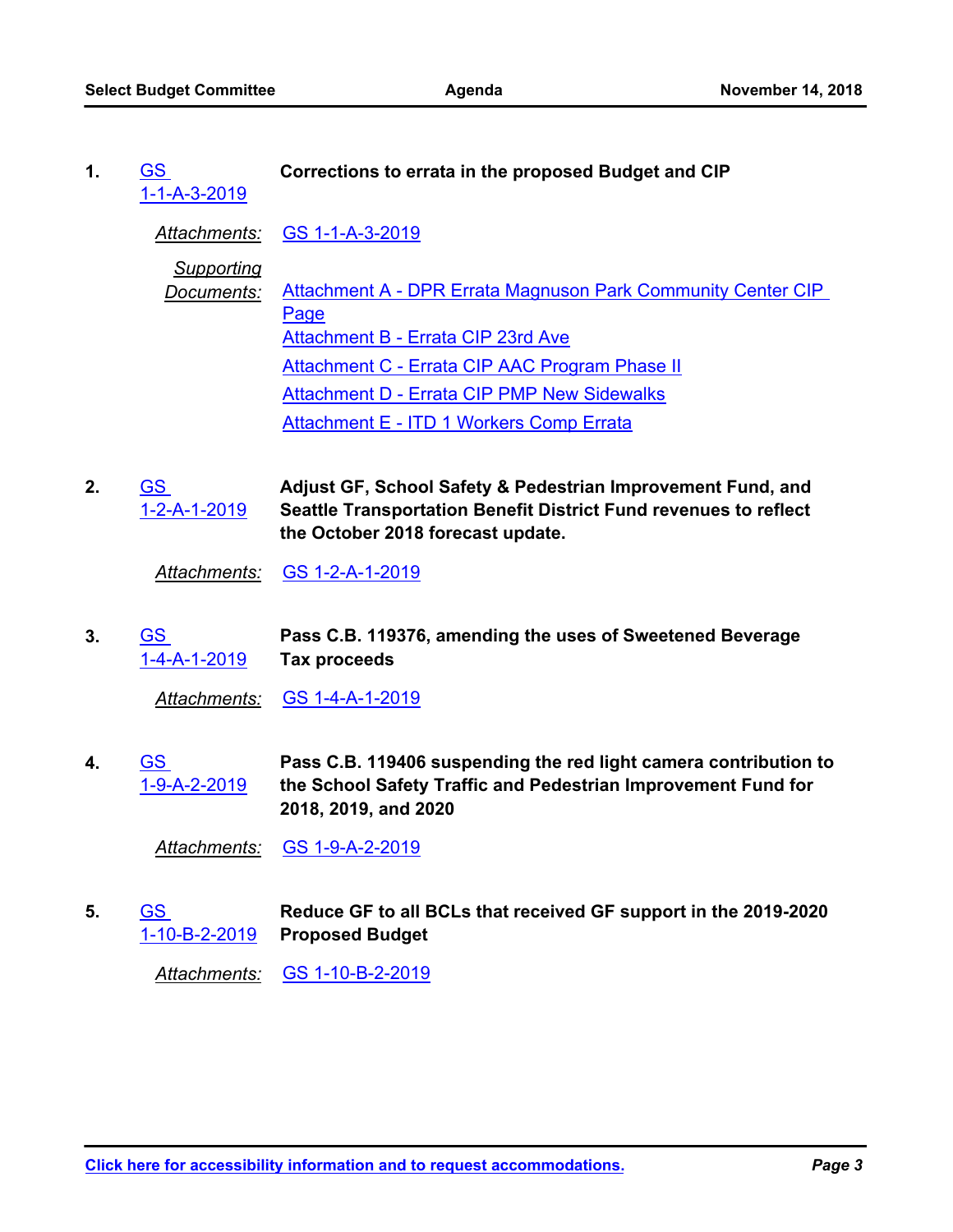**1.** GS 1-1-A-3-2019 **Corrections to errata in the proposed Budget and CIP**

*Attachments:* GS 1-1-A-3-2019

*Supporting Documents:*
- Attachment A - DPR Errata Magnuson Park Community Center CIP Page
- Attachment B - Errata CIP 23rd Ave
- Attachment C - Errata CIP AAC Program Phase II
- Attachment D - Errata CIP PMP New Sidewalks
- Attachment E - ITD 1 Workers Comp Errata

**2.** GS 1-2-A-1-2019 **Adjust GF, School Safety & Pedestrian Improvement Fund, and Seattle Transportation Benefit District Fund revenues to reflect the October 2018 forecast update.**

*Attachments:* GS 1-2-A-1-2019

**3.** GS 1-4-A-1-2019 **Pass C.B. 119376, amending the uses of Sweetened Beverage Tax proceeds**

*Attachments:* GS 1-4-A-1-2019

**4.** GS 1-9-A-2-2019 **Pass C.B. 119406 suspending the red light camera contribution to the School Safety Traffic and Pedestrian Improvement Fund for 2018, 2019, and 2020**

*Attachments:* GS 1-9-A-2-2019

**5.** GS 1-10-B-2-2019 **Reduce GF to all BCLs that received GF support in the 2019-2020 Proposed Budget**

*Attachments:* GS 1-10-B-2-2019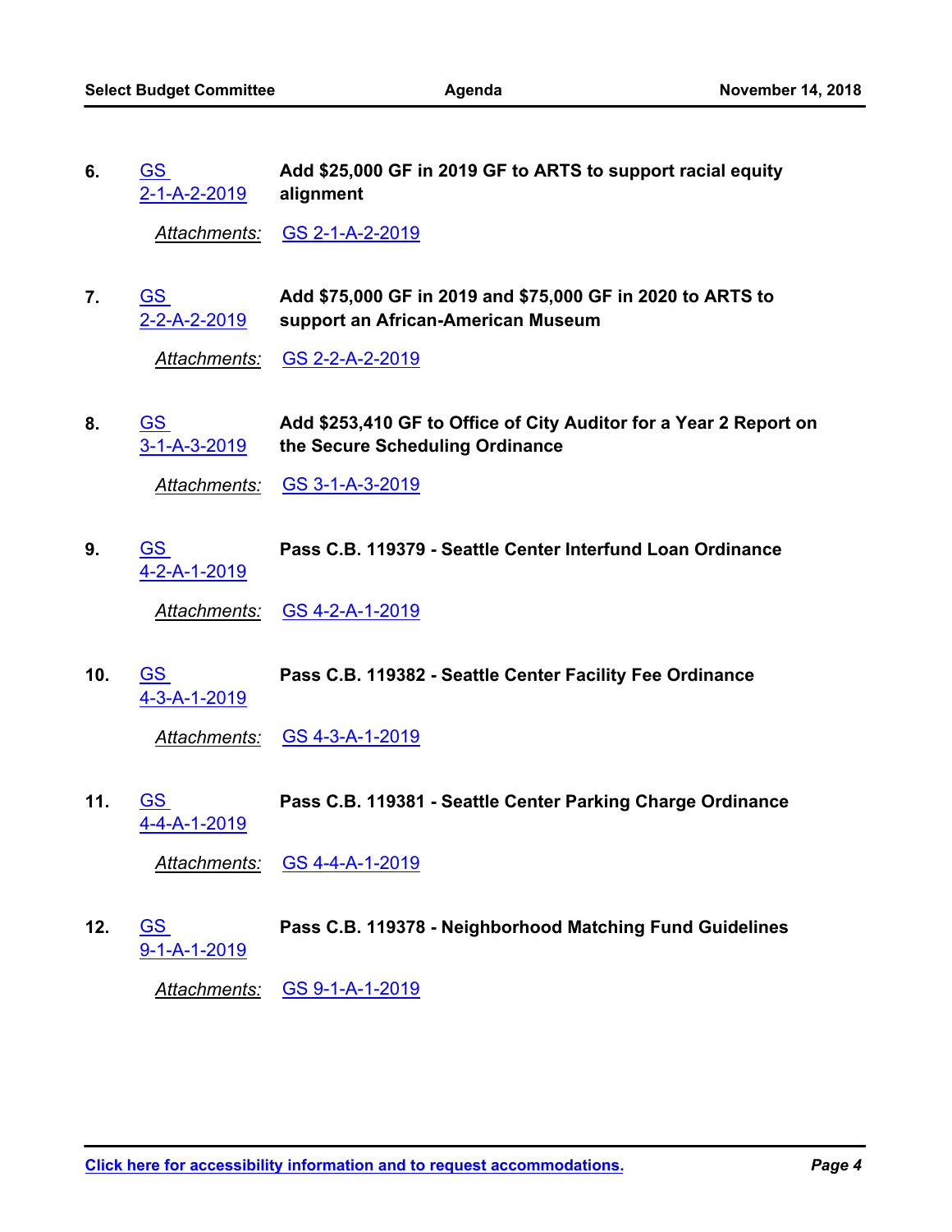6. GS 2-1-A-2-2019 **Add $25,000 GF in 2019 GF to ARTS to support racial equity alignment**

   *Attachments:* GS 2-1-A-2-2019

7. GS 2-2-A-2-2019 **Add $75,000 GF in 2019 and $75,000 GF in 2020 to ARTS to support an African-American Museum**

   *Attachments:* GS 2-2-A-2-2019

8. GS 3-1-A-3-2019 **Add $253,410 GF to Office of City Auditor for a Year 2 Report on the Secure Scheduling Ordinance**

   *Attachments:* GS 3-1-A-3-2019

9. GS 4-2-A-1-2019 **Pass C.B. 119379 - Seattle Center Interfund Loan Ordinance**

   *Attachments:* GS 4-2-A-1-2019

10. GS 4-3-A-1-2019 **Pass C.B. 119382 - Seattle Center Facility Fee Ordinance**

    *Attachments:* GS 4-3-A-1-2019

11. GS 4-4-A-1-2019 **Pass C.B. 119381 - Seattle Center Parking Charge Ordinance**

    *Attachments:* GS 4-4-A-1-2019

12. GS 9-1-A-1-2019 **Pass C.B. 119378 - Neighborhood Matching Fund Guidelines**

    *Attachments:* GS 9-1-A-1-2019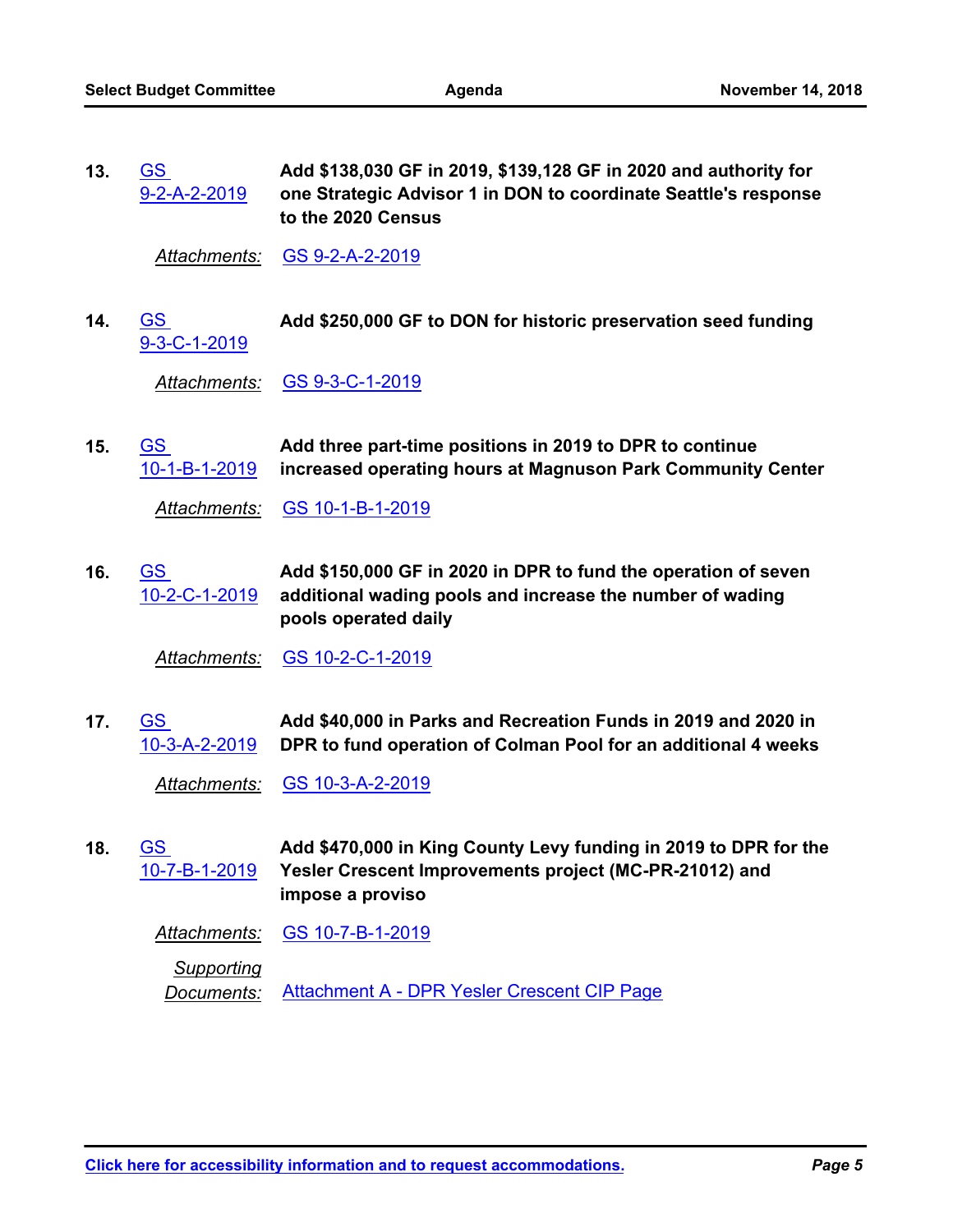13. GS 9-2-A-2-2019 **Add $138,030 GF in 2019, $139,128 GF in 2020 and authority for one Strategic Advisor 1 in DON to coordinate Seattle's response to the 2020 Census**

    *Attachments:* GS 9-2-A-2-2019

14. GS 9-3-C-1-2019 **Add $250,000 GF to DON for historic preservation seed funding**

    *Attachments:* GS 9-3-C-1-2019

15. GS 10-1-B-1-2019 **Add three part-time positions in 2019 to DPR to continue increased operating hours at Magnuson Park Community Center**

    *Attachments:* GS 10-1-B-1-2019

16. GS 10-2-C-1-2019 **Add $150,000 GF in 2020 in DPR to fund the operation of seven additional wading pools and increase the number of wading pools operated daily**

    *Attachments:* GS 10-2-C-1-2019

17. GS 10-3-A-2-2019 **Add $40,000 in Parks and Recreation Funds in 2019 and 2020 in DPR to fund operation of Colman Pool for an additional 4 weeks**

    *Attachments:* GS 10-3-A-2-2019

18. GS 10-7-B-1-2019 **Add $470,000 in King County Levy funding in 2019 to DPR for the Yesler Crescent Improvements project (MC-PR-21012) and impose a proviso**

    *Attachments:* GS 10-7-B-1-2019

    *Supporting Documents:* Attachment A - DPR Yesler Crescent CIP Page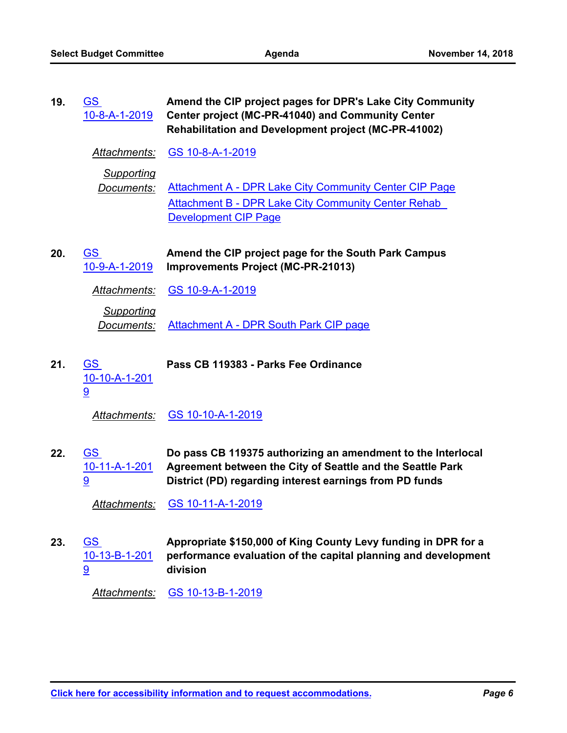**19.** GS 10-8-A-1-2019 — **Amend the CIP project pages for DPR's Lake City Community Center project (MC-PR-41040) and Community Center Rehabilitation and Development project (MC-PR-41002)**

*Attachments:* GS 10-8-A-1-2019

*Supporting Documents:* Attachment A - DPR Lake City Community Center CIP Page
Attachment B - DPR Lake City Community Center Rehab Development CIP Page

**20.** GS 10-9-A-1-2019 — **Amend the CIP project page for the South Park Campus Improvements Project (MC-PR-21013)**

*Attachments:* GS 10-9-A-1-2019

*Supporting Documents:* Attachment A - DPR South Park CIP page

**21.** GS 10-10-A-1-2019 — **Pass CB 119383 - Parks Fee Ordinance**

*Attachments:* GS 10-10-A-1-2019

**22.** GS 10-11-A-1-2019 — **Do pass CB 119375 authorizing an amendment to the Interlocal Agreement between the City of Seattle and the Seattle Park District (PD) regarding interest earnings from PD funds**

*Attachments:* GS 10-11-A-1-2019

**23.** GS 10-13-B-1-2019 — **Appropriate $150,000 of King County Levy funding in DPR for a performance evaluation of the capital planning and development division**

*Attachments:* GS 10-13-B-1-2019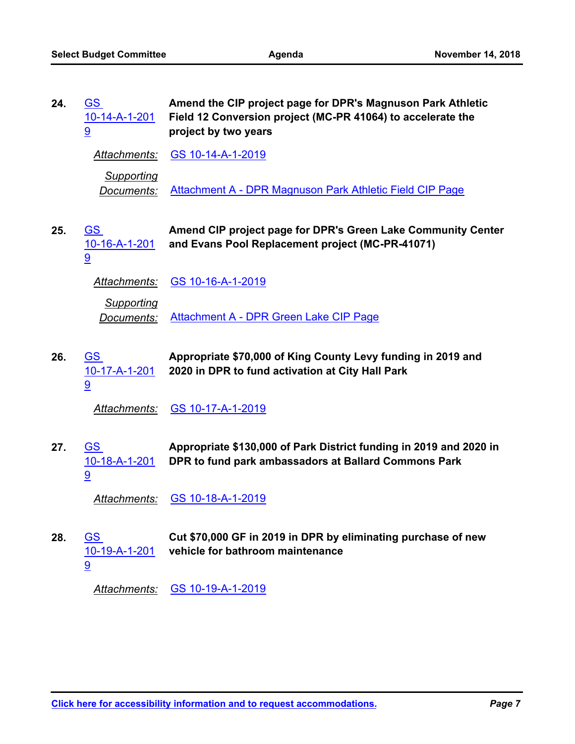**24.** GS 10-14-A-1-2019 **Amend the CIP project page for DPR's Magnuson Park Athletic Field 12 Conversion project (MC-PR 41064) to accelerate the project by two years**

*Attachments:* GS 10-14-A-1-2019

*Supporting Documents:* Attachment A - DPR Magnuson Park Athletic Field CIP Page

**25.** GS 10-16-A-1-2019 **Amend CIP project page for DPR's Green Lake Community Center and Evans Pool Replacement project (MC-PR-41071)**

*Attachments:* GS 10-16-A-1-2019

*Supporting Documents:* Attachment A - DPR Green Lake CIP Page

**26.** GS 10-17-A-1-2019 **Appropriate $70,000 of King County Levy funding in 2019 and 2020 in DPR to fund activation at City Hall Park**

*Attachments:* GS 10-17-A-1-2019

**27.** GS 10-18-A-1-2019 **Appropriate $130,000 of Park District funding in 2019 and 2020 in DPR to fund park ambassadors at Ballard Commons Park**

*Attachments:* GS 10-18-A-1-2019

**28.** GS 10-19-A-1-2019 **Cut $70,000 GF in 2019 in DPR by eliminating purchase of new vehicle for bathroom maintenance**

*Attachments:* GS 10-19-A-1-2019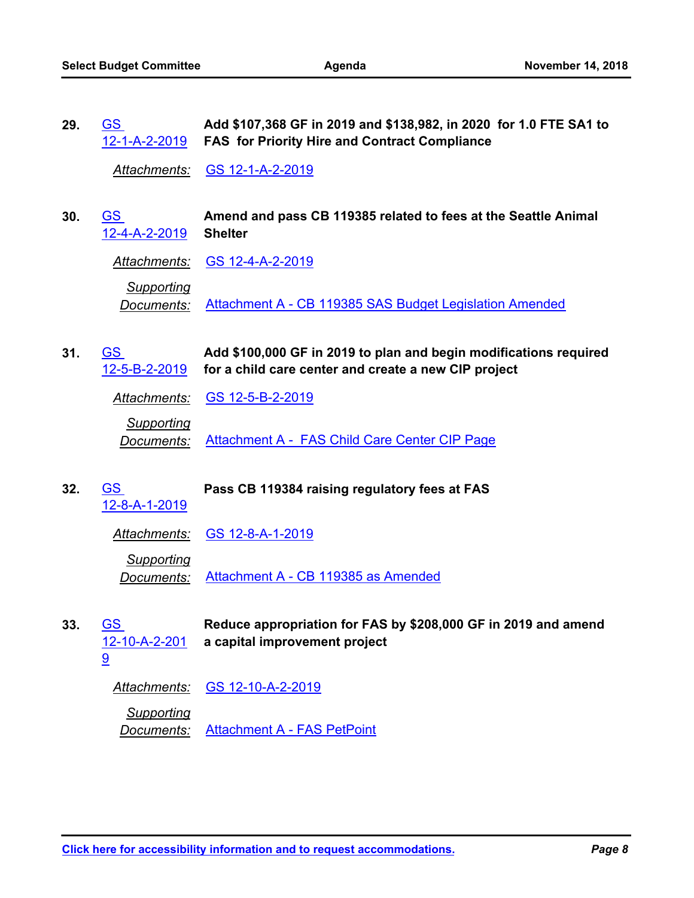**29.** GS 12-1-A-2-2019 **Add $107,368 GF in 2019 and $138,982, in 2020 for 1.0 FTE SA1 to FAS for Priority Hire and Contract Compliance**

*Attachments:* GS 12-1-A-2-2019

**30.** GS 12-4-A-2-2019 **Amend and pass CB 119385 related to fees at the Seattle Animal Shelter**

*Attachments:* GS 12-4-A-2-2019

*Supporting Documents:* Attachment A - CB 119385 SAS Budget Legislation Amended

**31.** GS 12-5-B-2-2019 **Add $100,000 GF in 2019 to plan and begin modifications required for a child care center and create a new CIP project**

*Attachments:* GS 12-5-B-2-2019

*Supporting Documents:* Attachment A - FAS Child Care Center CIP Page

**32.** GS 12-8-A-1-2019 **Pass CB 119384 raising regulatory fees at FAS**

*Attachments:* GS 12-8-A-1-2019

*Supporting Documents:* Attachment A - CB 119385 as Amended

**33.** GS 12-10-A-2-2019 **Reduce appropriation for FAS by $208,000 GF in 2019 and amend a capital improvement project**

*Attachments:* GS 12-10-A-2-2019

*Supporting Documents:* Attachment A - FAS PetPoint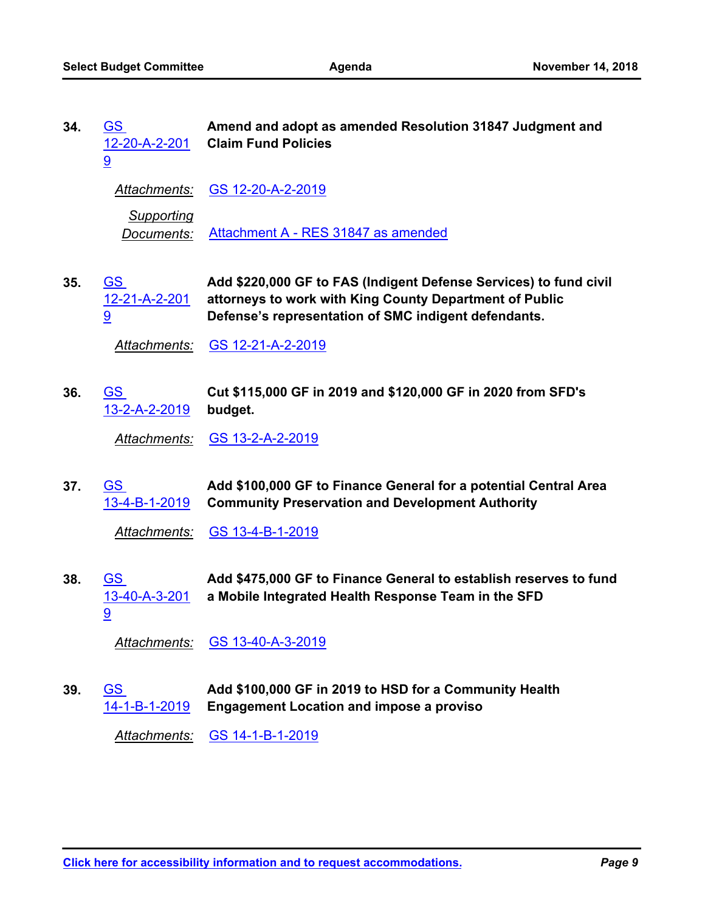**34.** GS 12-20-A-2-2019 **Amend and adopt as amended Resolution 31847 Judgment and Claim Fund Policies**

*Attachments:* GS 12-20-A-2-2019

*Supporting Documents:* Attachment A - RES 31847 as amended

**35.** GS 12-21-A-2-2019 **Add $220,000 GF to FAS (Indigent Defense Services) to fund civil attorneys to work with King County Department of Public Defense's representation of SMC indigent defendants.**

*Attachments:* GS 12-21-A-2-2019

**36.** GS 13-2-A-2-2019 **Cut $115,000 GF in 2019 and $120,000 GF in 2020 from SFD's budget.**

*Attachments:* GS 13-2-A-2-2019

**37.** GS 13-4-B-1-2019 **Add $100,000 GF to Finance General for a potential Central Area Community Preservation and Development Authority**

*Attachments:* GS 13-4-B-1-2019

**38.** GS 13-40-A-3-2019 **Add $475,000 GF to Finance General to establish reserves to fund a Mobile Integrated Health Response Team in the SFD**

*Attachments:* GS 13-40-A-3-2019

**39.** GS 14-1-B-1-2019 **Add $100,000 GF in 2019 to HSD for a Community Health Engagement Location and impose a proviso**

*Attachments:* GS 14-1-B-1-2019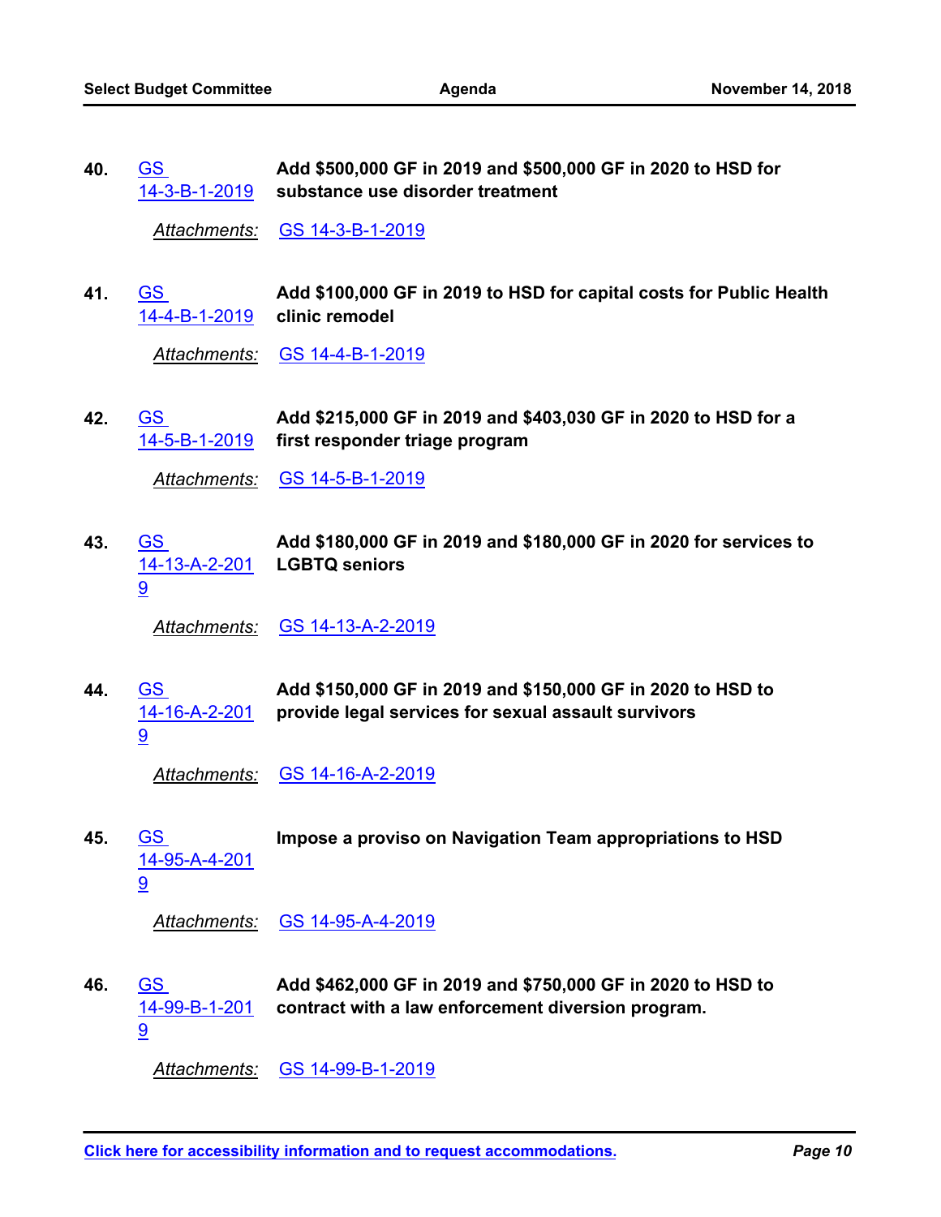40. GS 14-3-B-1-2019 **Add $500,000 GF in 2019 and $500,000 GF in 2020 to HSD for substance use disorder treatment**

    *Attachments:* GS 14-3-B-1-2019

41. GS 14-4-B-1-2019 **Add $100,000 GF in 2019 to HSD for capital costs for Public Health clinic remodel**

    *Attachments:* GS 14-4-B-1-2019

42. GS 14-5-B-1-2019 **Add $215,000 GF in 2019 and $403,030 GF in 2020 to HSD for a first responder triage program**

    *Attachments:* GS 14-5-B-1-2019

43. GS 14-13-A-2-2019 **Add $180,000 GF in 2019 and $180,000 GF in 2020 for services to LGBTQ seniors**

    *Attachments:* GS 14-13-A-2-2019

44. GS 14-16-A-2-2019 **Add $150,000 GF in 2019 and $150,000 GF in 2020 to HSD to provide legal services for sexual assault survivors**

    *Attachments:* GS 14-16-A-2-2019

45. GS 14-95-A-4-2019 **Impose a proviso on Navigation Team appropriations to HSD**

    *Attachments:* GS 14-95-A-4-2019

46. GS 14-99-B-1-2019 **Add $462,000 GF in 2019 and $750,000 GF in 2020 to HSD to contract with a law enforcement diversion program.**

    *Attachments:* GS 14-99-B-1-2019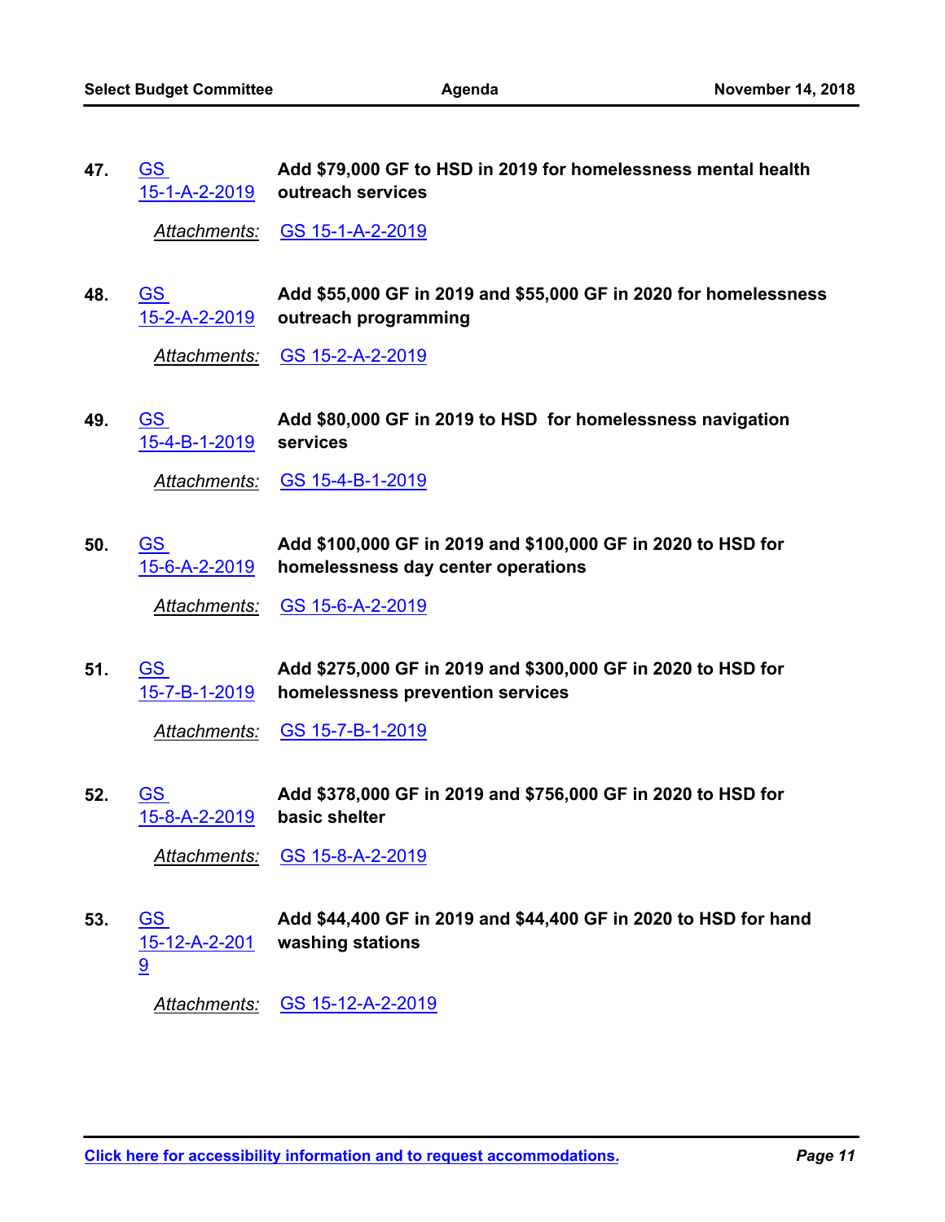47. GS 15-1-A-2-2019 **Add $79,000 GF to HSD in 2019 for homelessness mental health outreach services**

*Attachments:* GS 15-1-A-2-2019

48. GS 15-2-A-2-2019 **Add $55,000 GF in 2019 and $55,000 GF in 2020 for homelessness outreach programming**

*Attachments:* GS 15-2-A-2-2019

49. GS 15-4-B-1-2019 **Add $80,000 GF in 2019 to HSD for homelessness navigation services**

*Attachments:* GS 15-4-B-1-2019

50. GS 15-6-A-2-2019 **Add $100,000 GF in 2019 and $100,000 GF in 2020 to HSD for homelessness day center operations**

*Attachments:* GS 15-6-A-2-2019

51. GS 15-7-B-1-2019 **Add $275,000 GF in 2019 and $300,000 GF in 2020 to HSD for homelessness prevention services**

*Attachments:* GS 15-7-B-1-2019

52. GS 15-8-A-2-2019 **Add $378,000 GF in 2019 and $756,000 GF in 2020 to HSD for basic shelter**

*Attachments:* GS 15-8-A-2-2019

53. GS 15-12-A-2-2019 **Add $44,400 GF in 2019 and $44,400 GF in 2020 to HSD for hand washing stations**

*Attachments:* GS 15-12-A-2-2019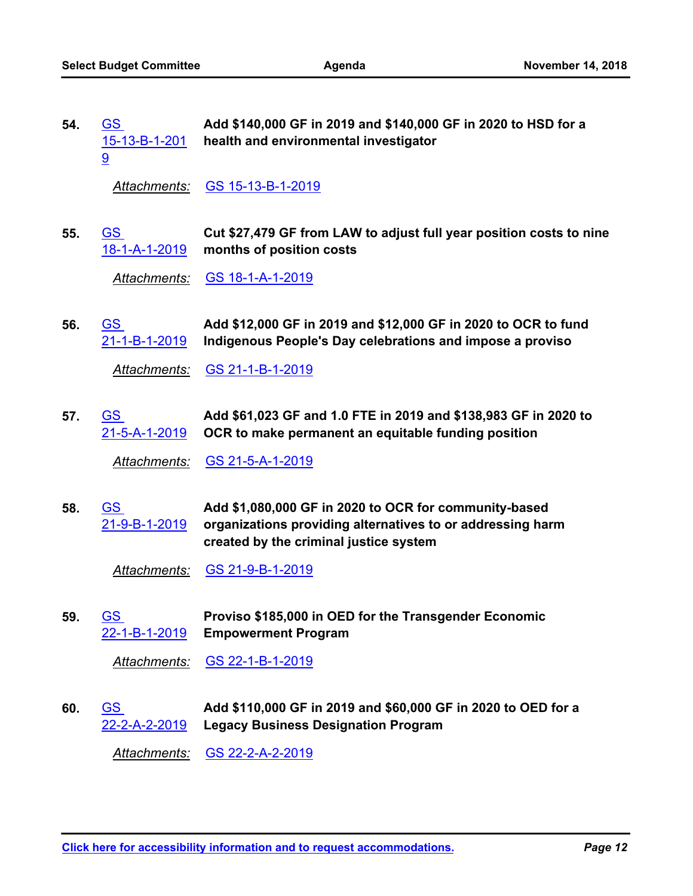54. GS 15-13-B-1-2019 **Add $140,000 GF in 2019 and $140,000 GF in 2020 to HSD for a health and environmental investigator**

    *Attachments:* GS 15-13-B-1-2019

55. GS 18-1-A-1-2019 **Cut $27,479 GF from LAW to adjust full year position costs to nine months of position costs**

    *Attachments:* GS 18-1-A-1-2019

56. GS 21-1-B-1-2019 **Add $12,000 GF in 2019 and $12,000 GF in 2020 to OCR to fund Indigenous People's Day celebrations and impose a proviso**

    *Attachments:* GS 21-1-B-1-2019

57. GS 21-5-A-1-2019 **Add $61,023 GF and 1.0 FTE in 2019 and $138,983 GF in 2020 to OCR to make permanent an equitable funding position**

    *Attachments:* GS 21-5-A-1-2019

58. GS 21-9-B-1-2019 **Add $1,080,000 GF in 2020 to OCR for community-based organizations providing alternatives to or addressing harm created by the criminal justice system**

    *Attachments:* GS 21-9-B-1-2019

59. GS 22-1-B-1-2019 **Proviso $185,000 in OED for the Transgender Economic Empowerment Program**

    *Attachments:* GS 22-1-B-1-2019

60. GS 22-2-A-2-2019 **Add $110,000 GF in 2019 and $60,000 GF in 2020 to OED for a Legacy Business Designation Program**

    *Attachments:* GS 22-2-A-2-2019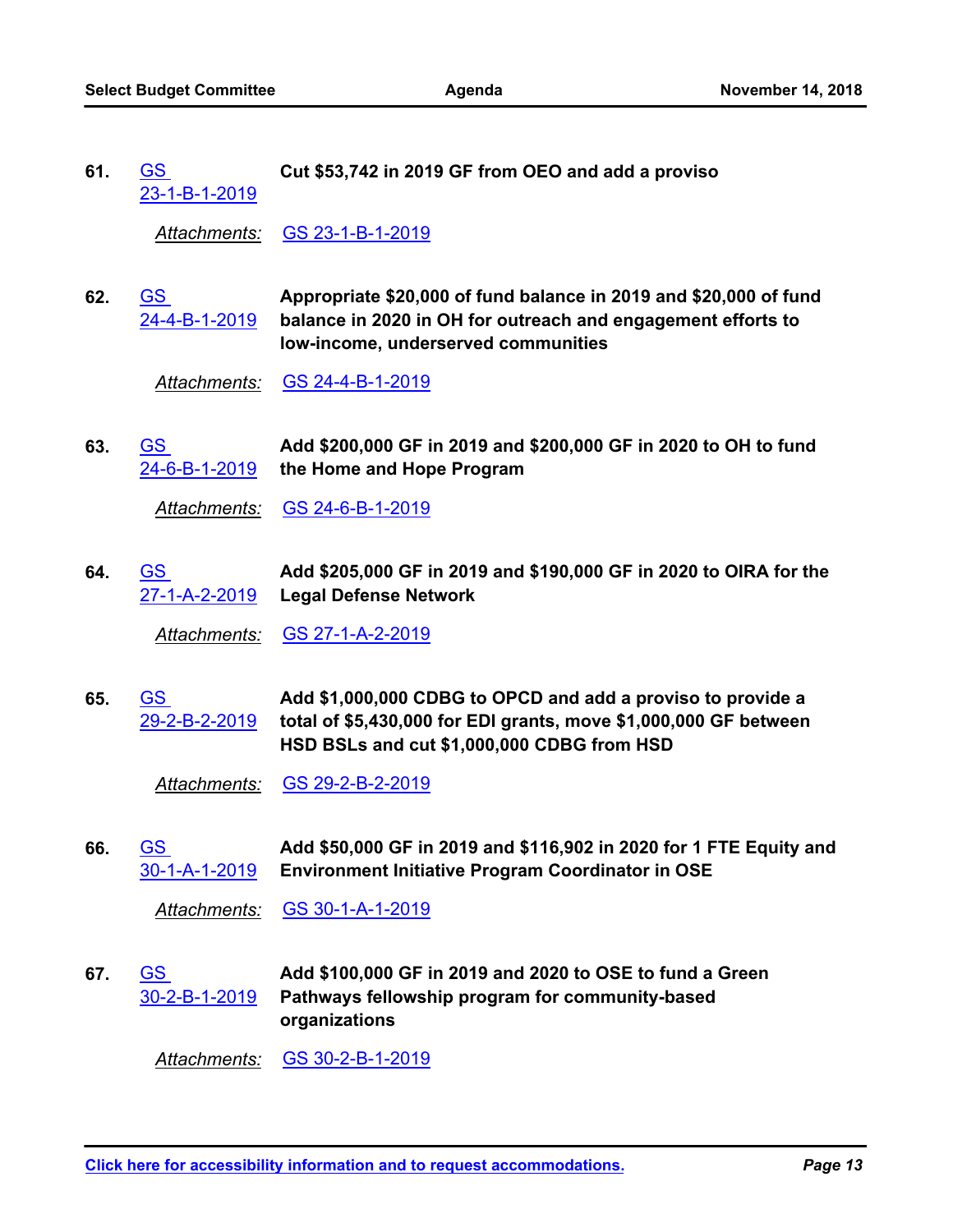61. GS 23-1-B-1-2019 **Cut $53,742 in 2019 GF from OEO and add a proviso**

    *Attachments:* GS 23-1-B-1-2019

62. GS 24-4-B-1-2019 **Appropriate $20,000 of fund balance in 2019 and $20,000 of fund balance in 2020 in OH for outreach and engagement efforts to low-income, underserved communities**

    *Attachments:* GS 24-4-B-1-2019

63. GS 24-6-B-1-2019 **Add $200,000 GF in 2019 and $200,000 GF in 2020 to OH to fund the Home and Hope Program**

    *Attachments:* GS 24-6-B-1-2019

64. GS 27-1-A-2-2019 **Add $205,000 GF in 2019 and $190,000 GF in 2020 to OIRA for the Legal Defense Network**

    *Attachments:* GS 27-1-A-2-2019

65. GS 29-2-B-2-2019 **Add $1,000,000 CDBG to OPCD and add a proviso to provide a total of $5,430,000 for EDI grants, move $1,000,000 GF between HSD BSLs and cut $1,000,000 CDBG from HSD**

    *Attachments:* GS 29-2-B-2-2019

66. GS 30-1-A-1-2019 **Add $50,000 GF in 2019 and $116,902 in 2020 for 1 FTE Equity and Environment Initiative Program Coordinator in OSE**

    *Attachments:* GS 30-1-A-1-2019

67. GS 30-2-B-1-2019 **Add $100,000 GF in 2019 and 2020 to OSE to fund a Green Pathways fellowship program for community-based organizations**

    *Attachments:* GS 30-2-B-1-2019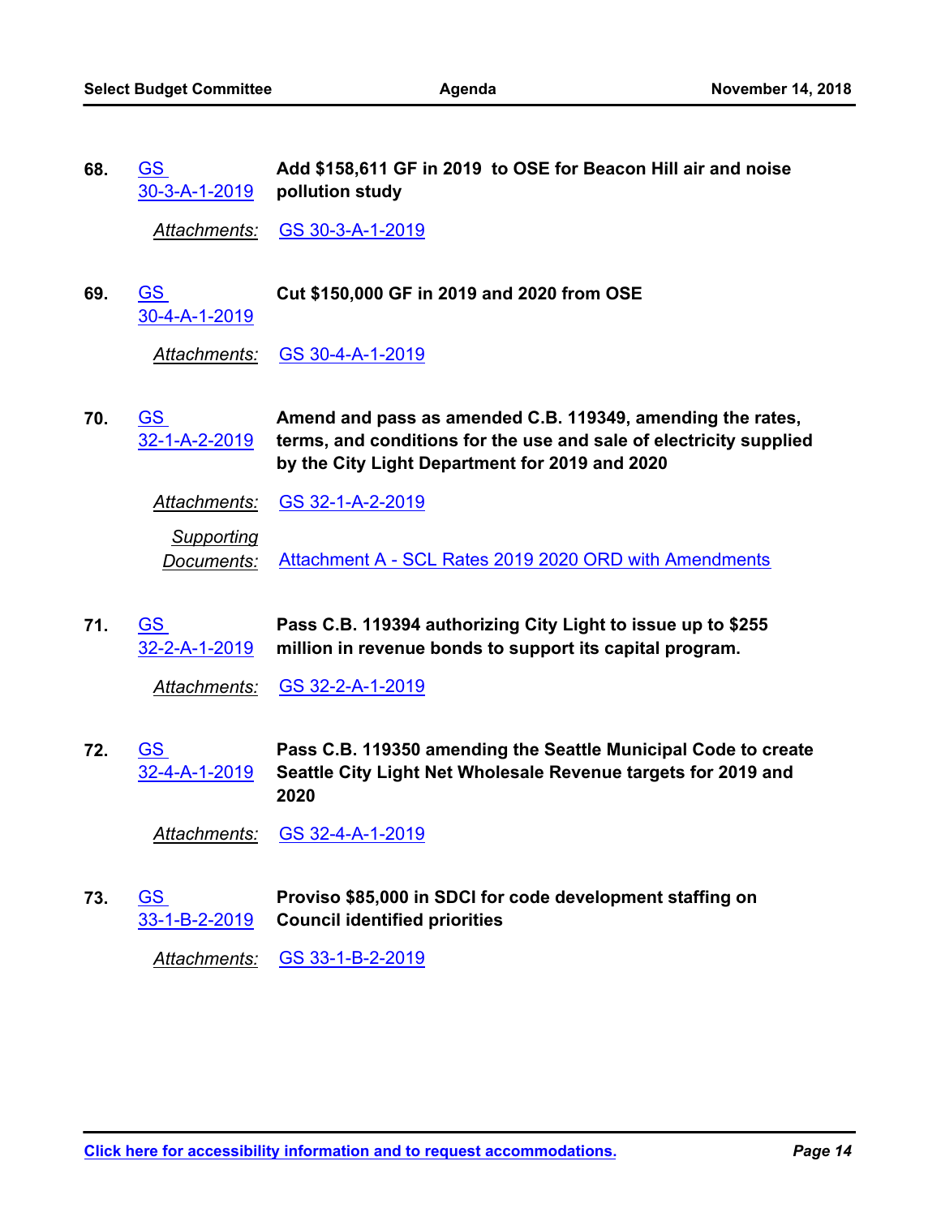**68.** GS 30-3-A-1-2019 **Add $158,611 GF in 2019 to OSE for Beacon Hill air and noise pollution study**

*Attachments:* GS 30-3-A-1-2019

**69.** GS 30-4-A-1-2019 **Cut $150,000 GF in 2019 and 2020 from OSE**

*Attachments:* GS 30-4-A-1-2019

**70.** GS 32-1-A-2-2019 **Amend and pass as amended C.B. 119349, amending the rates, terms, and conditions for the use and sale of electricity supplied by the City Light Department for 2019 and 2020**

*Attachments:* GS 32-1-A-2-2019

*Supporting Documents:* Attachment A - SCL Rates 2019 2020 ORD with Amendments

**71.** GS 32-2-A-1-2019 **Pass C.B. 119394 authorizing City Light to issue up to $255 million in revenue bonds to support its capital program.**

*Attachments:* GS 32-2-A-1-2019

**72.** GS 32-4-A-1-2019 **Pass C.B. 119350 amending the Seattle Municipal Code to create Seattle City Light Net Wholesale Revenue targets for 2019 and 2020**

*Attachments:* GS 32-4-A-1-2019

**73.** GS 33-1-B-2-2019 **Proviso $85,000 in SDCI for code development staffing on Council identified priorities**

*Attachments:* GS 33-1-B-2-2019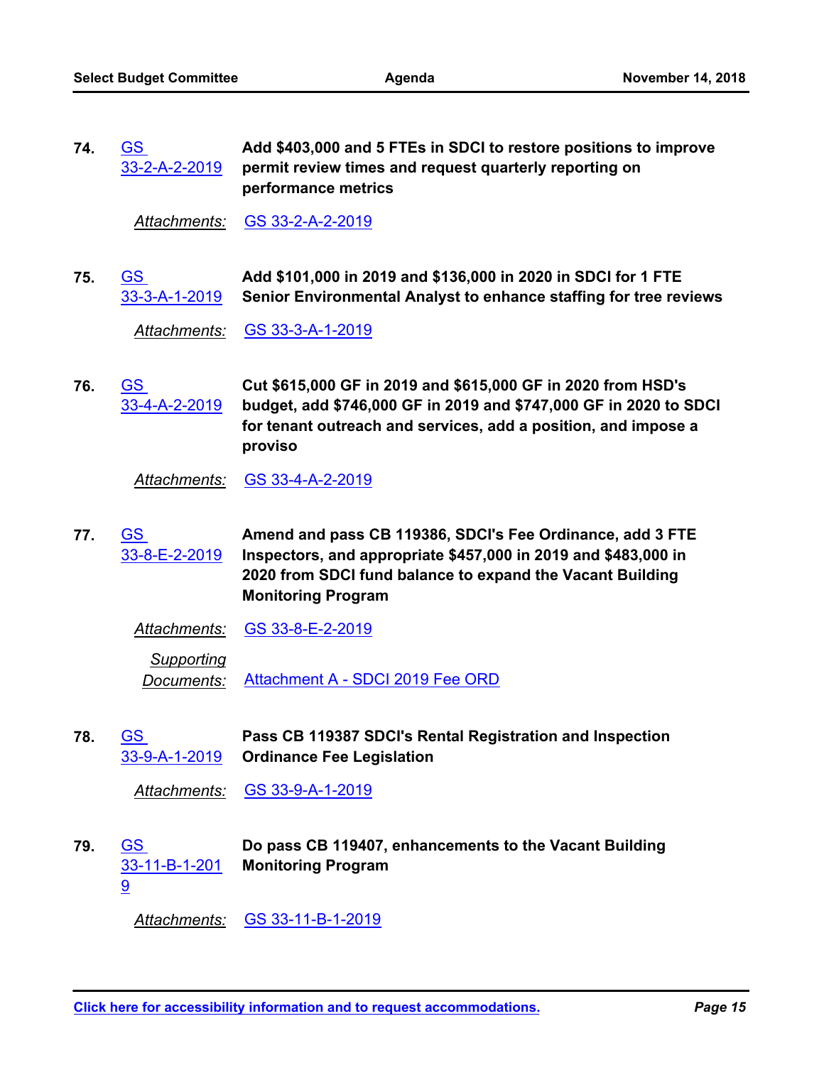74. GS 33-2-A-2-2019 **Add $403,000 and 5 FTEs in SDCI to restore positions to improve permit review times and request quarterly reporting on performance metrics**

*Attachments:* GS 33-2-A-2-2019

75. GS 33-3-A-1-2019 **Add $101,000 in 2019 and $136,000 in 2020 in SDCI for 1 FTE Senior Environmental Analyst to enhance staffing for tree reviews**

*Attachments:* GS 33-3-A-1-2019

76. GS 33-4-A-2-2019 **Cut $615,000 GF in 2019 and $615,000 GF in 2020 from HSD's budget, add $746,000 GF in 2019 and $747,000 GF in 2020 to SDCI for tenant outreach and services, add a position, and impose a proviso**

*Attachments:* GS 33-4-A-2-2019

77. GS 33-8-E-2-2019 **Amend and pass CB 119386, SDCI's Fee Ordinance, add 3 FTE Inspectors, and appropriate $457,000 in 2019 and $483,000 in 2020 from SDCI fund balance to expand the Vacant Building Monitoring Program**

*Attachments:* GS 33-8-E-2-2019

*Supporting Documents:* Attachment A - SDCI 2019 Fee ORD

78. GS 33-9-A-1-2019 **Pass CB 119387 SDCI's Rental Registration and Inspection Ordinance Fee Legislation**

*Attachments:* GS 33-9-A-1-2019

79. GS 33-11-B-1-2019 **Do pass CB 119407, enhancements to the Vacant Building Monitoring Program**

*Attachments:* GS 33-11-B-1-2019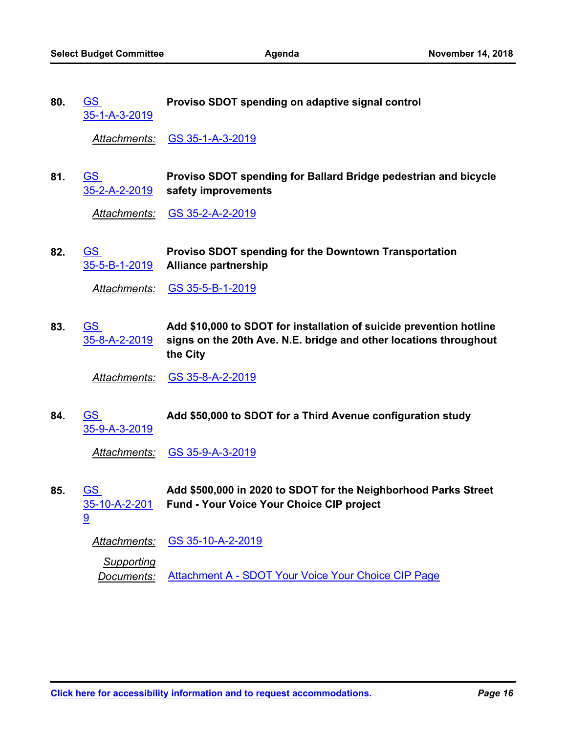**80.** GS 35-1-A-3-2019 **Proviso SDOT spending on adaptive signal control**

*Attachments:* GS 35-1-A-3-2019

**81.** GS 35-2-A-2-2019 **Proviso SDOT spending for Ballard Bridge pedestrian and bicycle safety improvements**

*Attachments:* GS 35-2-A-2-2019

**82.** GS 35-5-B-1-2019 **Proviso SDOT spending for the Downtown Transportation Alliance partnership**

*Attachments:* GS 35-5-B-1-2019

**83.** GS 35-8-A-2-2019 **Add $10,000 to SDOT for installation of suicide prevention hotline signs on the 20th Ave. N.E. bridge and other locations throughout the City**

*Attachments:* GS 35-8-A-2-2019

**84.** GS 35-9-A-3-2019 **Add $50,000 to SDOT for a Third Avenue configuration study**

*Attachments:* GS 35-9-A-3-2019

**85.** GS 35-10-A-2-2019 **Add $500,000 in 2020 to SDOT for the Neighborhood Parks Street Fund - Your Voice Your Choice CIP project**

*Attachments:* GS 35-10-A-2-2019

*Supporting Documents:* Attachment A - SDOT Your Voice Your Choice CIP Page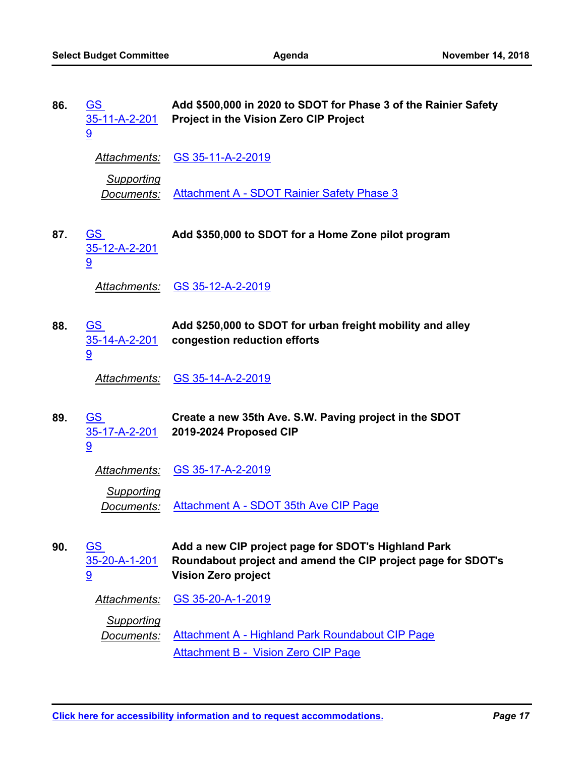**86.** GS 35-11-A-2-2019 **Add $500,000 in 2020 to SDOT for Phase 3 of the Rainier Safety Project in the Vision Zero CIP Project**

*Attachments:* GS 35-11-A-2-2019

*Supporting Documents:* Attachment A - SDOT Rainier Safety Phase 3

**87.** GS 35-12-A-2-2019 **Add $350,000 to SDOT for a Home Zone pilot program**

*Attachments:* GS 35-12-A-2-2019

**88.** GS 35-14-A-2-2019 **Add $250,000 to SDOT for urban freight mobility and alley congestion reduction efforts**

*Attachments:* GS 35-14-A-2-2019

**89.** GS 35-17-A-2-2019 **Create a new 35th Ave. S.W. Paving project in the SDOT 2019-2024 Proposed CIP**

*Attachments:* GS 35-17-A-2-2019

*Supporting Documents:* Attachment A - SDOT 35th Ave CIP Page

**90.** GS 35-20-A-1-2019 **Add a new CIP project page for SDOT's Highland Park Roundabout project and amend the CIP project page for SDOT's Vision Zero project**

*Attachments:* GS 35-20-A-1-2019

*Supporting Documents:* Attachment A - Highland Park Roundabout CIP Page
Attachment B - Vision Zero CIP Page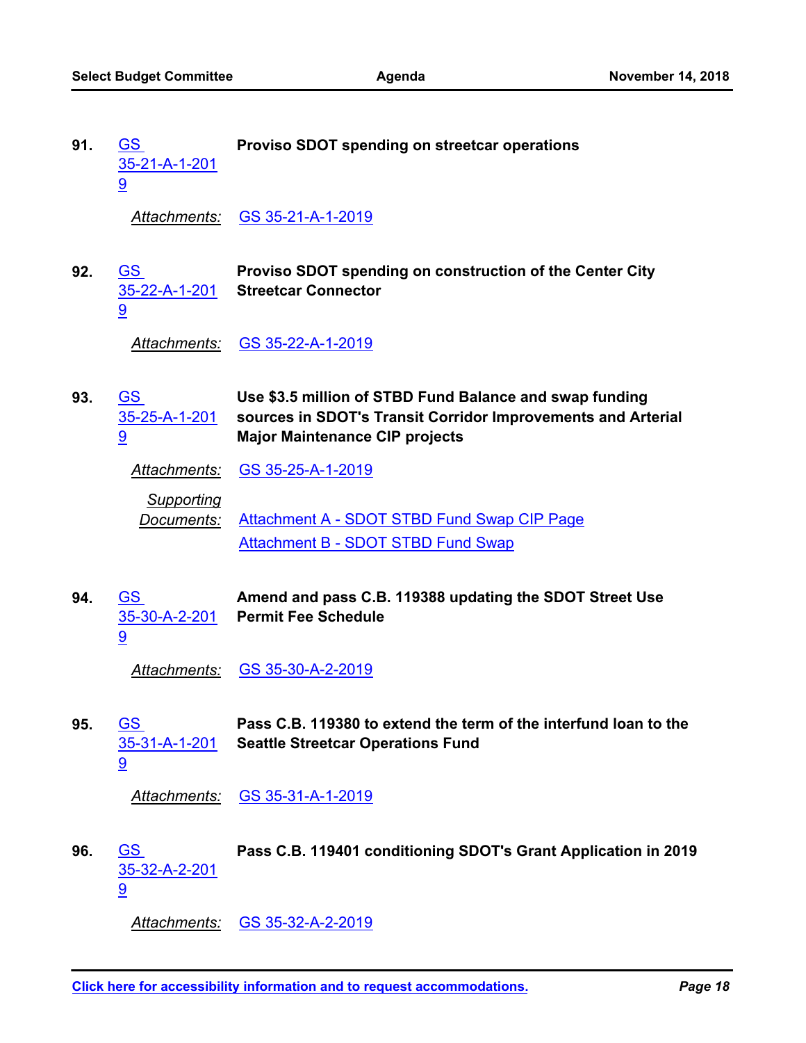91. GS 35-21-A-1-2019 **Proviso SDOT spending on streetcar operations**

*Attachments:* GS 35-21-A-1-2019

92. GS 35-22-A-1-2019 **Proviso SDOT spending on construction of the Center City Streetcar Connector**

*Attachments:* GS 35-22-A-1-2019

93. GS 35-25-A-1-2019 **Use $3.5 million of STBD Fund Balance and swap funding sources in SDOT's Transit Corridor Improvements and Arterial Major Maintenance CIP projects**

*Attachments:* GS 35-25-A-1-2019

*Supporting Documents:* Attachment A - SDOT STBD Fund Swap CIP Page
Attachment B - SDOT STBD Fund Swap

94. GS 35-30-A-2-2019 **Amend and pass C.B. 119388 updating the SDOT Street Use Permit Fee Schedule**

*Attachments:* GS 35-30-A-2-2019

95. GS 35-31-A-1-2019 **Pass C.B. 119380 to extend the term of the interfund loan to the Seattle Streetcar Operations Fund**

*Attachments:* GS 35-31-A-1-2019

96. GS 35-32-A-2-2019 **Pass C.B. 119401 conditioning SDOT's Grant Application in 2019**

*Attachments:* GS 35-32-A-2-2019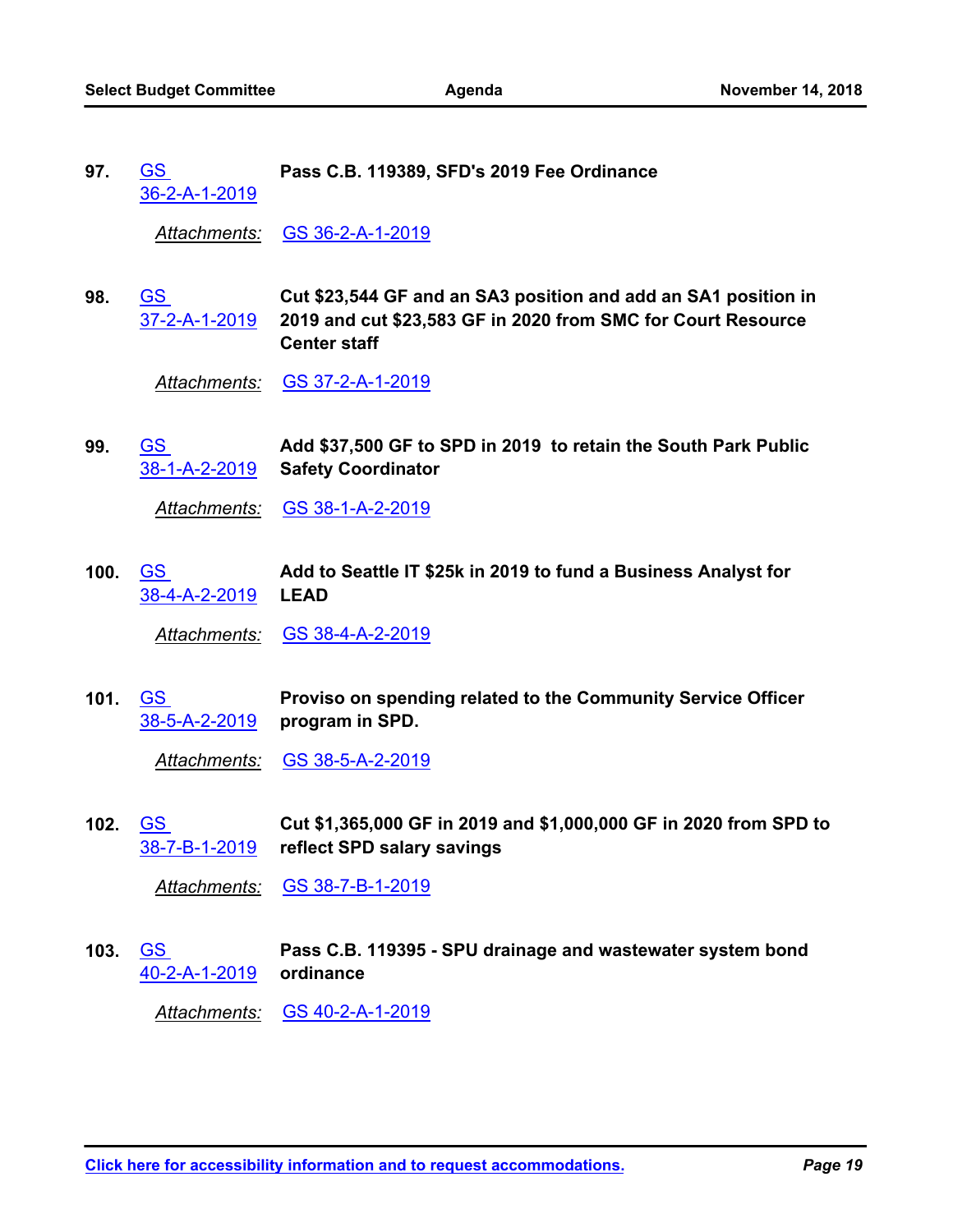**97.** GS 36-2-A-1-2019 **Pass C.B. 119389, SFD's 2019 Fee Ordinance**

*Attachments:* GS 36-2-A-1-2019

**98.** GS 37-2-A-1-2019 **Cut $23,544 GF and an SA3 position and add an SA1 position in 2019 and cut $23,583 GF in 2020 from SMC for Court Resource Center staff**

*Attachments:* GS 37-2-A-1-2019

**99.** GS 38-1-A-2-2019 **Add $37,500 GF to SPD in 2019 to retain the South Park Public Safety Coordinator**

*Attachments:* GS 38-1-A-2-2019

**100.** GS 38-4-A-2-2019 **Add to Seattle IT $25k in 2019 to fund a Business Analyst for LEAD**

*Attachments:* GS 38-4-A-2-2019

**101.** GS 38-5-A-2-2019 **Proviso on spending related to the Community Service Officer program in SPD.**

*Attachments:* GS 38-5-A-2-2019

**102.** GS 38-7-B-1-2019 **Cut $1,365,000 GF in 2019 and $1,000,000 GF in 2020 from SPD to reflect SPD salary savings**

*Attachments:* GS 38-7-B-1-2019

**103.** GS 40-2-A-1-2019 **Pass C.B. 119395 - SPU drainage and wastewater system bond ordinance**

*Attachments:* GS 40-2-A-1-2019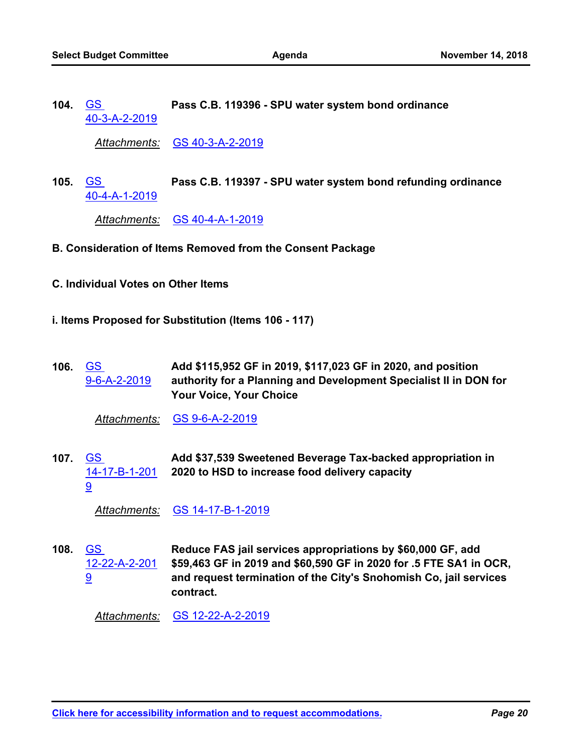**104.** GS 40-3-A-2-2019 **Pass C.B. 119396 - SPU water system bond ordinance**

*Attachments:* GS 40-3-A-2-2019

**105.** GS 40-4-A-1-2019 **Pass C.B. 119397 - SPU water system bond refunding ordinance**

*Attachments:* GS 40-4-A-1-2019

**B. Consideration of Items Removed from the Consent Package**

**C. Individual Votes on Other Items**

**i. Items Proposed for Substitution (Items 106 - 117)**

**106.** GS 9-6-A-2-2019 **Add $115,952 GF in 2019, $117,023 GF in 2020, and position authority for a Planning and Development Specialist II in DON for Your Voice, Your Choice**

*Attachments:* GS 9-6-A-2-2019

**107.** GS 14-17-B-1-2019 **Add $37,539 Sweetened Beverage Tax-backed appropriation in 2020 to HSD to increase food delivery capacity**

*Attachments:* GS 14-17-B-1-2019

**108.** GS 12-22-A-2-2019 **Reduce FAS jail services appropriations by $60,000 GF, add $59,463 GF in 2019 and $60,590 GF in 2020 for .5 FTE SA1 in OCR, and request termination of the City's Snohomish Co, jail services contract.**

*Attachments:* GS 12-22-A-2-2019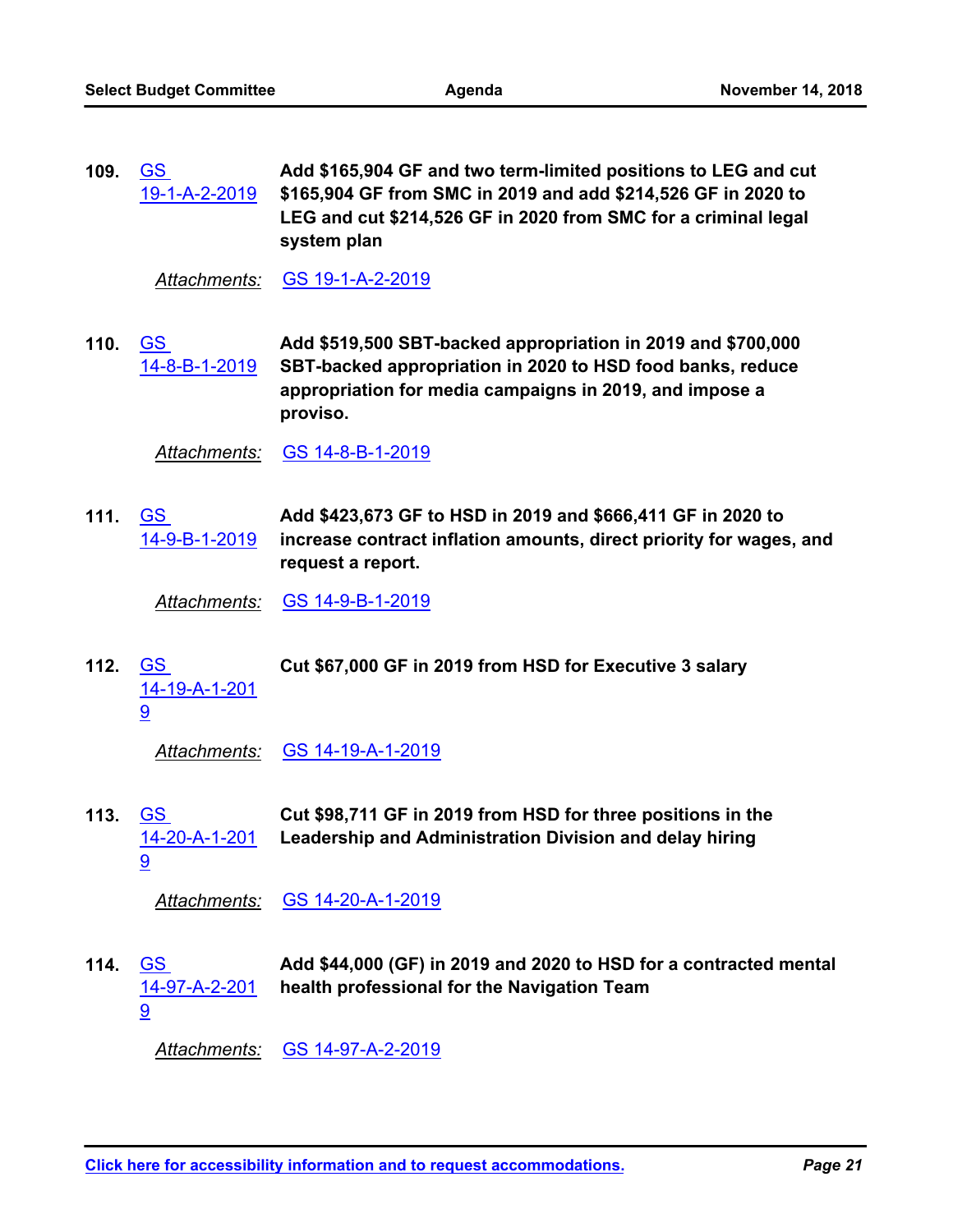109. GS 19-1-A-2-2019 **Add $165,904 GF and two term-limited positions to LEG and cut $165,904 GF from SMC in 2019 and add $214,526 GF in 2020 to LEG and cut $214,526 GF in 2020 from SMC for a criminal legal system plan**

*Attachments:* GS 19-1-A-2-2019

110. GS 14-8-B-1-2019 **Add $519,500 SBT-backed appropriation in 2019 and $700,000 SBT-backed appropriation in 2020 to HSD food banks, reduce appropriation for media campaigns in 2019, and impose a proviso.**

*Attachments:* GS 14-8-B-1-2019

111. GS 14-9-B-1-2019 **Add $423,673 GF to HSD in 2019 and $666,411 GF in 2020 to increase contract inflation amounts, direct priority for wages, and request a report.**

*Attachments:* GS 14-9-B-1-2019

112. GS 14-19-A-1-2019 **Cut $67,000 GF in 2019 from HSD for Executive 3 salary**

*Attachments:* GS 14-19-A-1-2019

113. GS 14-20-A-1-2019 **Cut $98,711 GF in 2019 from HSD for three positions in the Leadership and Administration Division and delay hiring**

*Attachments:* GS 14-20-A-1-2019

114. GS 14-97-A-2-2019 **Add $44,000 (GF) in 2019 and 2020 to HSD for a contracted mental health professional for the Navigation Team**

*Attachments:* GS 14-97-A-2-2019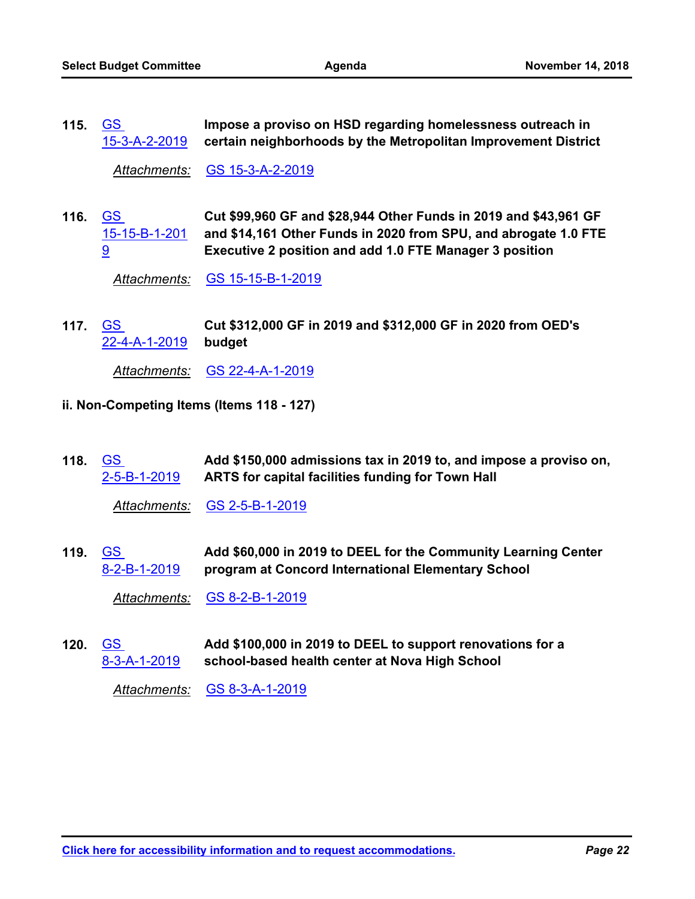**115.** GS 15-3-A-2-2019 — **Impose a proviso on HSD regarding homelessness outreach in certain neighborhoods by the Metropolitan Improvement District**

*Attachments:* GS 15-3-A-2-2019

**116.** GS 15-15-B-1-2019 — **Cut $99,960 GF and $28,944 Other Funds in 2019 and $43,961 GF and $14,161 Other Funds in 2020 from SPU, and abrogate 1.0 FTE Executive 2 position and add 1.0 FTE Manager 3 position**

*Attachments:* GS 15-15-B-1-2019

**117.** GS 22-4-A-1-2019 — **Cut $312,000 GF in 2019 and $312,000 GF in 2020 from OED's budget**

*Attachments:* GS 22-4-A-1-2019

**ii. Non-Competing Items (Items 118 - 127)**

**118.** GS 2-5-B-1-2019 — **Add $150,000 admissions tax in 2019 to, and impose a proviso on, ARTS for capital facilities funding for Town Hall**

*Attachments:* GS 2-5-B-1-2019

**119.** GS 8-2-B-1-2019 — **Add $60,000 in 2019 to DEEL for the Community Learning Center program at Concord International Elementary School**

*Attachments:* GS 8-2-B-1-2019

**120.** GS 8-3-A-1-2019 — **Add $100,000 in 2019 to DEEL to support renovations for a school-based health center at Nova High School**

*Attachments:* GS 8-3-A-1-2019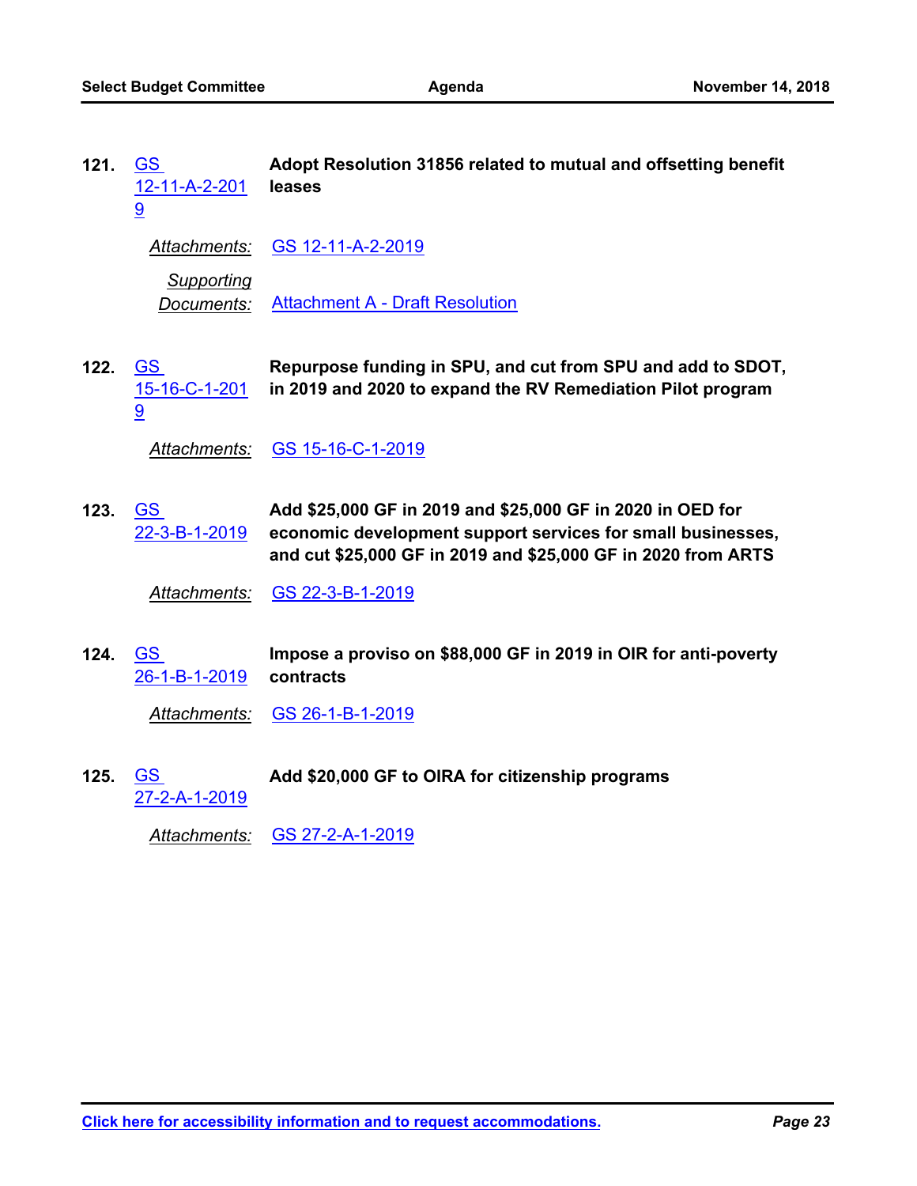**121.** GS 12-11-A-2-2019 — **Adopt Resolution 31856 related to mutual and offsetting benefit leases**

*Attachments:* GS 12-11-A-2-2019

*Supporting Documents:* Attachment A - Draft Resolution

**122.** GS 15-16-C-1-2019 — **Repurpose funding in SPU, and cut from SPU and add to SDOT, in 2019 and 2020 to expand the RV Remediation Pilot program**

*Attachments:* GS 15-16-C-1-2019

**123.** GS 22-3-B-1-2019 — **Add $25,000 GF in 2019 and $25,000 GF in 2020 in OED for economic development support services for small businesses, and cut $25,000 GF in 2019 and $25,000 GF in 2020 from ARTS**

*Attachments:* GS 22-3-B-1-2019

**124.** GS 26-1-B-1-2019 — **Impose a proviso on $88,000 GF in 2019 in OIR for anti-poverty contracts**

*Attachments:* GS 26-1-B-1-2019

**125.** GS 27-2-A-1-2019 — **Add $20,000 GF to OIRA for citizenship programs**

*Attachments:* GS 27-2-A-1-2019

Click here for accessibility information and to request accommodations.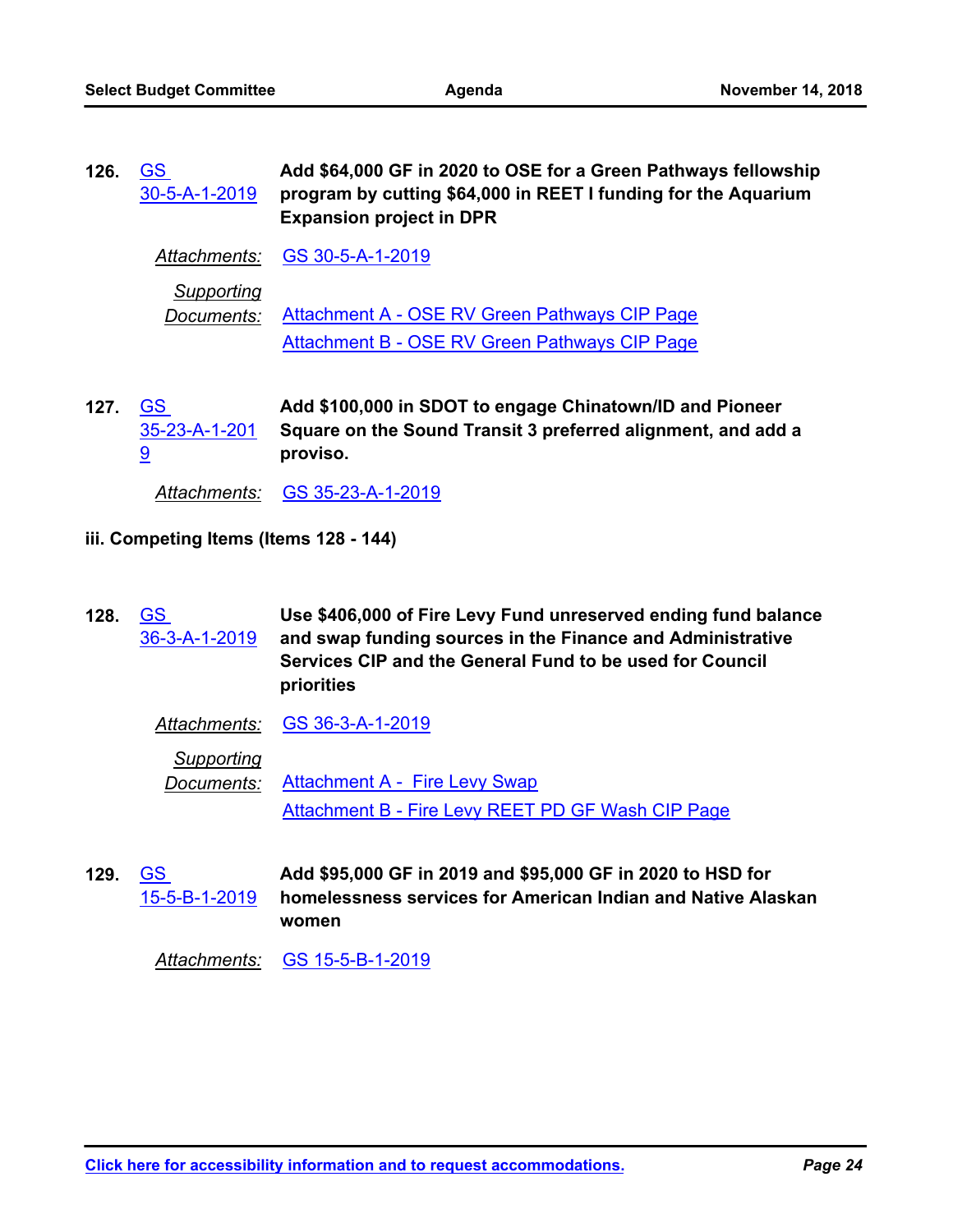**126.** GS 30-5-A-1-2019 — **Add $64,000 GF in 2020 to OSE for a Green Pathways fellowship program by cutting $64,000 in REET I funding for the Aquarium Expansion project in DPR**

*Attachments:* GS 30-5-A-1-2019

*Supporting Documents:* Attachment A - OSE RV Green Pathways CIP Page
Attachment B - OSE RV Green Pathways CIP Page

**127.** GS 35-23-A-1-2019 — **Add $100,000 in SDOT to engage Chinatown/ID and Pioneer Square on the Sound Transit 3 preferred alignment, and add a proviso.**

*Attachments:* GS 35-23-A-1-2019

**iii. Competing Items (Items 128 - 144)**

**128.** GS 36-3-A-1-2019 — **Use $406,000 of Fire Levy Fund unreserved ending fund balance and swap funding sources in the Finance and Administrative Services CIP and the General Fund to be used for Council priorities**

*Attachments:* GS 36-3-A-1-2019

*Supporting Documents:* Attachment A - Fire Levy Swap
Attachment B - Fire Levy REET PD GF Wash CIP Page

**129.** GS 15-5-B-1-2019 — **Add $95,000 GF in 2019 and $95,000 GF in 2020 to HSD for homelessness services for American Indian and Native Alaskan women**

*Attachments:* GS 15-5-B-1-2019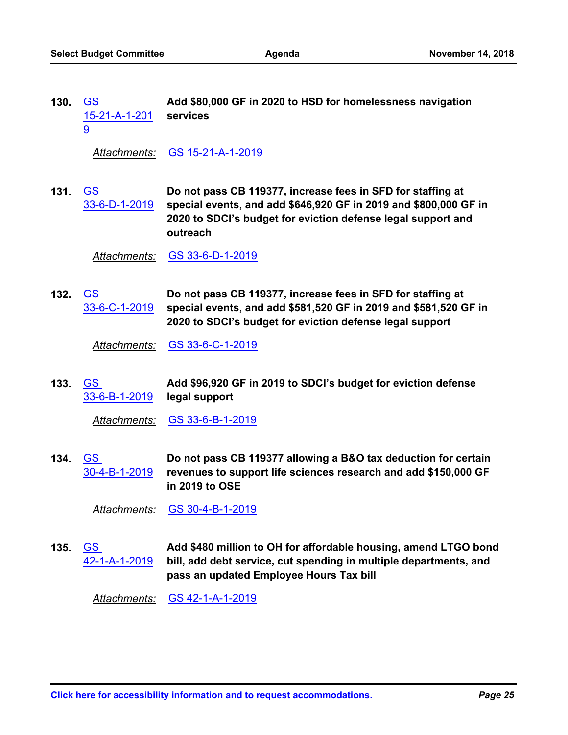130. GS 15-21-A-1-2019 **Add $80,000 GF in 2020 to HSD for homelessness navigation services**

*Attachments:* GS 15-21-A-1-2019

131. GS 33-6-D-1-2019 **Do not pass CB 119377, increase fees in SFD for staffing at special events, and add $646,920 GF in 2019 and $800,000 GF in 2020 to SDCI's budget for eviction defense legal support and outreach**

*Attachments:* GS 33-6-D-1-2019

132. GS 33-6-C-1-2019 **Do not pass CB 119377, increase fees in SFD for staffing at special events, and add $581,520 GF in 2019 and $581,520 GF in 2020 to SDCI's budget for eviction defense legal support**

*Attachments:* GS 33-6-C-1-2019

133. GS 33-6-B-1-2019 **Add $96,920 GF in 2019 to SDCI's budget for eviction defense legal support**

*Attachments:* GS 33-6-B-1-2019

134. GS 30-4-B-1-2019 **Do not pass CB 119377 allowing a B&O tax deduction for certain revenues to support life sciences research and add $150,000 GF in 2019 to OSE**

*Attachments:* GS 30-4-B-1-2019

135. GS 42-1-A-1-2019 **Add $480 million to OH for affordable housing, amend LTGO bond bill, add debt service, cut spending in multiple departments, and pass an updated Employee Hours Tax bill**

*Attachments:* GS 42-1-A-1-2019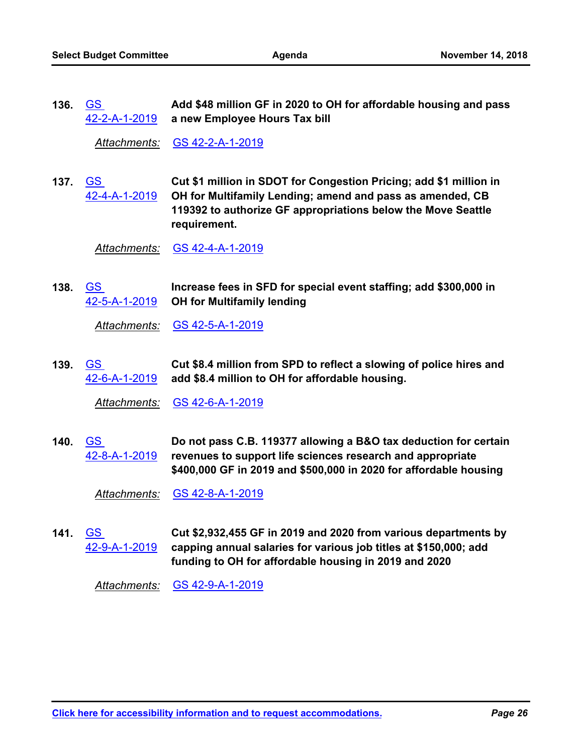**136.** GS 42-2-A-1-2019 **Add $48 million GF in 2020 to OH for affordable housing and pass a new Employee Hours Tax bill**

*Attachments:* GS 42-2-A-1-2019

**137.** GS 42-4-A-1-2019 **Cut $1 million in SDOT for Congestion Pricing; add $1 million in OH for Multifamily Lending; amend and pass as amended, CB 119392 to authorize GF appropriations below the Move Seattle requirement.**

*Attachments:* GS 42-4-A-1-2019

**138.** GS 42-5-A-1-2019 **Increase fees in SFD for special event staffing; add $300,000 in OH for Multifamily lending**

*Attachments:* GS 42-5-A-1-2019

**139.** GS 42-6-A-1-2019 **Cut $8.4 million from SPD to reflect a slowing of police hires and add $8.4 million to OH for affordable housing.**

*Attachments:* GS 42-6-A-1-2019

**140.** GS 42-8-A-1-2019 **Do not pass C.B. 119377 allowing a B&O tax deduction for certain revenues to support life sciences research and appropriate $400,000 GF in 2019 and $500,000 in 2020 for affordable housing**

*Attachments:* GS 42-8-A-1-2019

**141.** GS 42-9-A-1-2019 **Cut $2,932,455 GF in 2019 and 2020 from various departments by capping annual salaries for various job titles at $150,000; add funding to OH for affordable housing in 2019 and 2020**

*Attachments:* GS 42-9-A-1-2019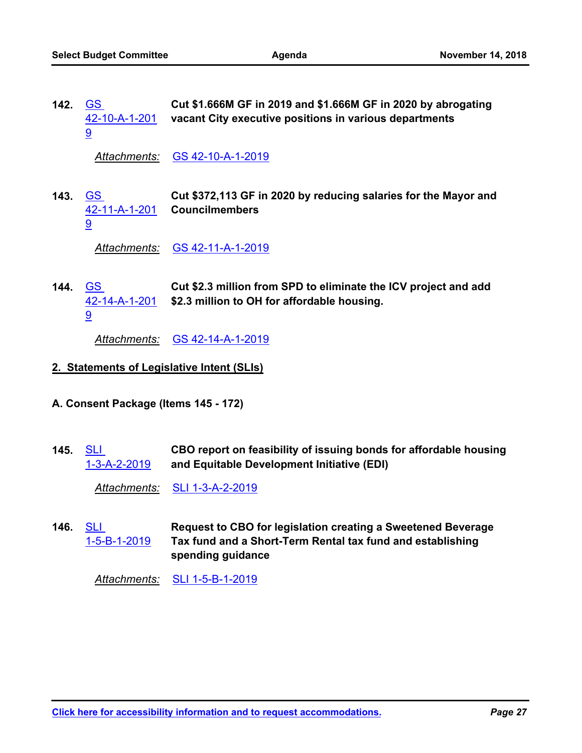**142.** GS 42-10-A-1-2019 **Cut $1.666M GF in 2019 and $1.666M GF in 2020 by abrogating vacant City executive positions in various departments**

*Attachments:* GS 42-10-A-1-2019

**143.** GS 42-11-A-1-2019 **Cut $372,113 GF in 2020 by reducing salaries for the Mayor and Councilmembers**

*Attachments:* GS 42-11-A-1-2019

**144.** GS 42-14-A-1-2019 **Cut $2.3 million from SPD to eliminate the ICV project and add $2.3 million to OH for affordable housing.**

*Attachments:* GS 42-14-A-1-2019

## 2. Statements of Legislative Intent (SLIs)

### A. Consent Package (Items 145 - 172)

**145.** SLI 1-3-A-2-2019 **CBO report on feasibility of issuing bonds for affordable housing and Equitable Development Initiative (EDI)**

*Attachments:* SLI 1-3-A-2-2019

**146.** SLI 1-5-B-1-2019 **Request to CBO for legislation creating a Sweetened Beverage Tax fund and a Short-Term Rental tax fund and establishing spending guidance**

*Attachments:* SLI 1-5-B-1-2019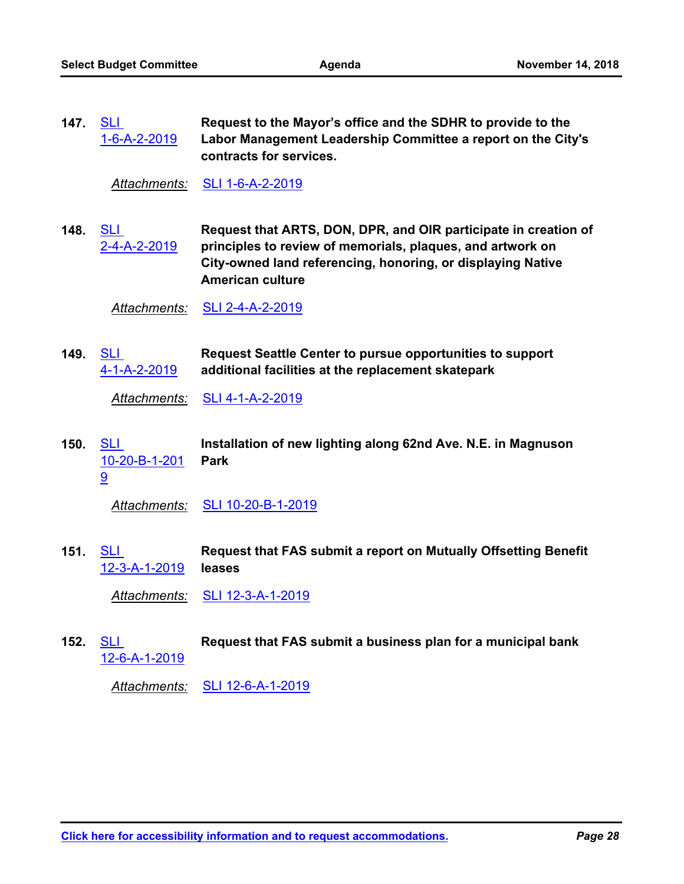147. SLI 1-6-A-2-2019 **Request to the Mayor's office and the SDHR to provide to the Labor Management Leadership Committee a report on the City's contracts for services.**

*Attachments:* SLI 1-6-A-2-2019

148. SLI 2-4-A-2-2019 **Request that ARTS, DON, DPR, and OIR participate in creation of principles to review of memorials, plaques, and artwork on City-owned land referencing, honoring, or displaying Native American culture**

*Attachments:* SLI 2-4-A-2-2019

149. SLI 4-1-A-2-2019 **Request Seattle Center to pursue opportunities to support additional facilities at the replacement skatepark**

*Attachments:* SLI 4-1-A-2-2019

150. SLI 10-20-B-1-2019 **Installation of new lighting along 62nd Ave. N.E. in Magnuson Park**

*Attachments:* SLI 10-20-B-1-2019

151. SLI 12-3-A-1-2019 **Request that FAS submit a report on Mutually Offsetting Benefit leases**

*Attachments:* SLI 12-3-A-1-2019

152. SLI 12-6-A-1-2019 **Request that FAS submit a business plan for a municipal bank**

*Attachments:* SLI 12-6-A-1-2019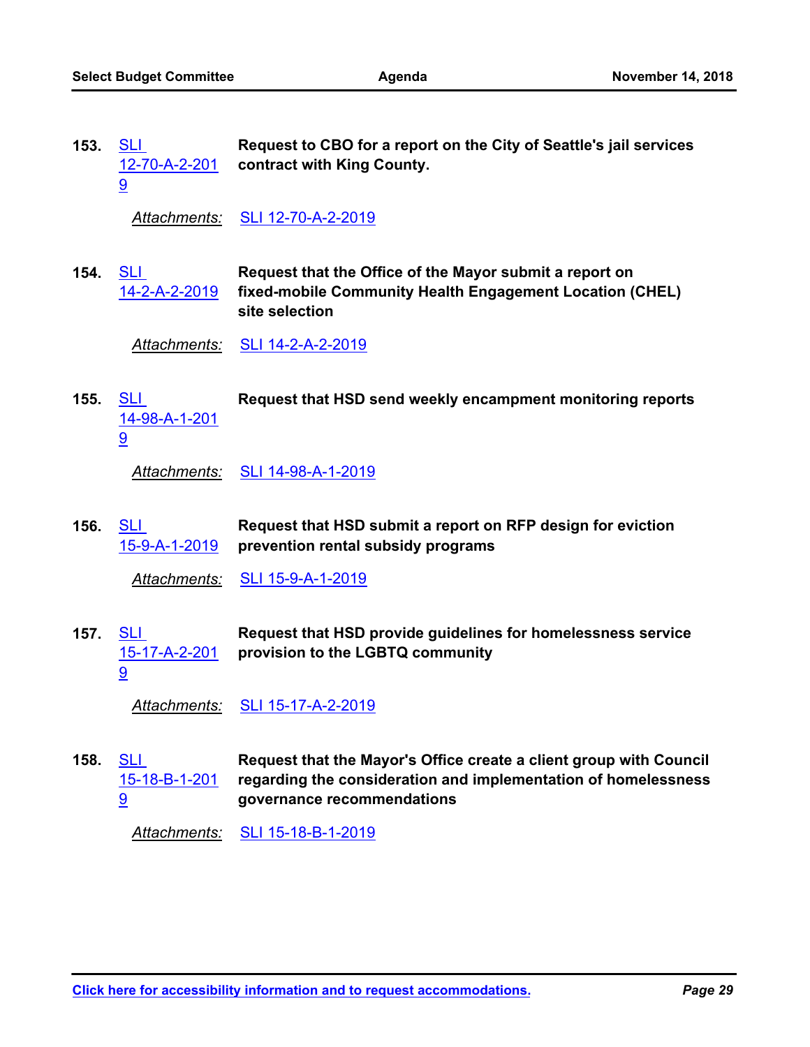153. SLI 12-70-A-2-2019 **Request to CBO for a report on the City of Seattle's jail services contract with King County.**

*Attachments:* SLI 12-70-A-2-2019

154. SLI 14-2-A-2-2019 **Request that the Office of the Mayor submit a report on fixed-mobile Community Health Engagement Location (CHEL) site selection**

*Attachments:* SLI 14-2-A-2-2019

155. SLI 14-98-A-1-2019 **Request that HSD send weekly encampment monitoring reports**

*Attachments:* SLI 14-98-A-1-2019

156. SLI 15-9-A-1-2019 **Request that HSD submit a report on RFP design for eviction prevention rental subsidy programs**

*Attachments:* SLI 15-9-A-1-2019

157. SLI 15-17-A-2-2019 **Request that HSD provide guidelines for homelessness service provision to the LGBTQ community**

*Attachments:* SLI 15-17-A-2-2019

158. SLI 15-18-B-1-2019 **Request that the Mayor's Office create a client group with Council regarding the consideration and implementation of homelessness governance recommendations**

*Attachments:* SLI 15-18-B-1-2019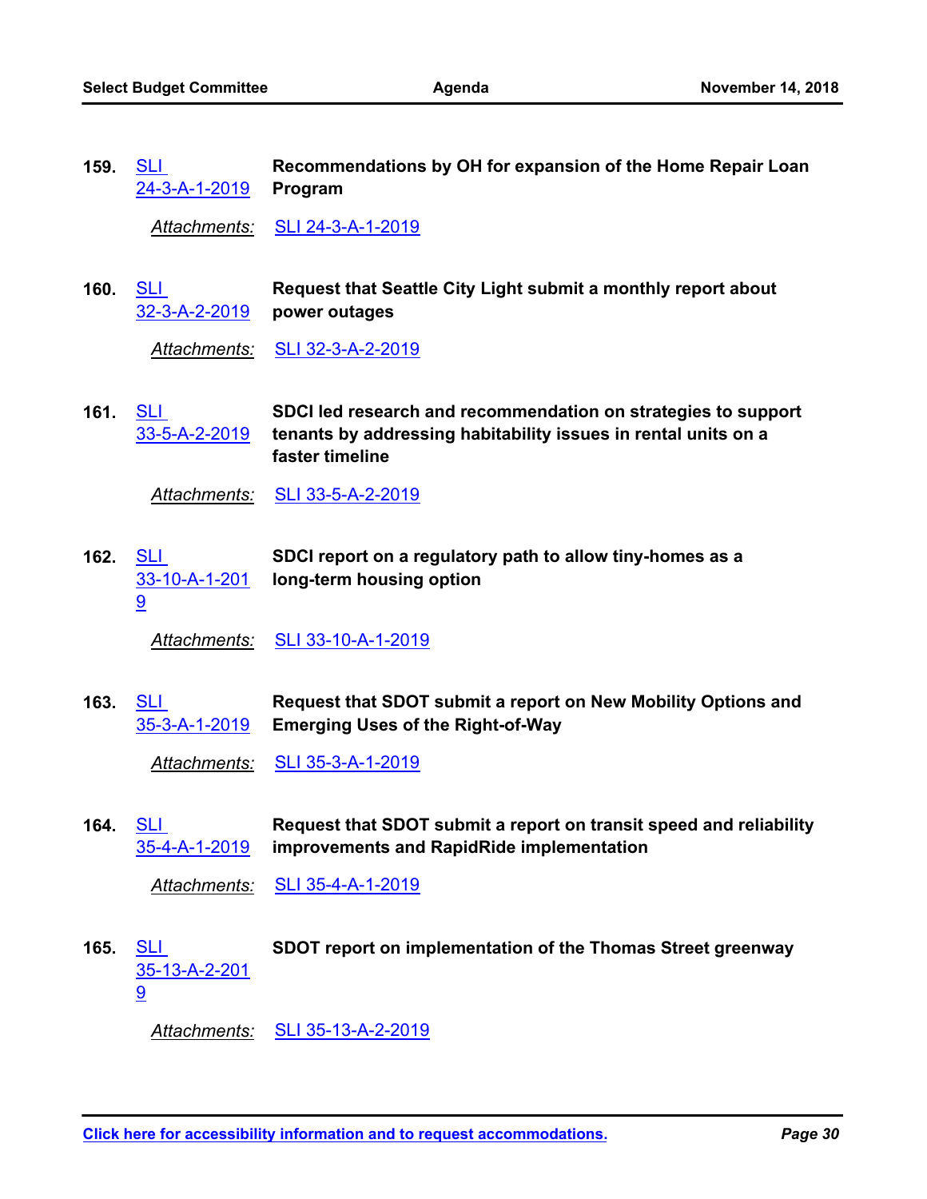**159.** SLI 24-3-A-1-2019 — **Recommendations by OH for expansion of the Home Repair Loan Program**

*Attachments:* SLI 24-3-A-1-2019

**160.** SLI 32-3-A-2-2019 — **Request that Seattle City Light submit a monthly report about power outages**

*Attachments:* SLI 32-3-A-2-2019

**161.** SLI 33-5-A-2-2019 — **SDCI led research and recommendation on strategies to support tenants by addressing habitability issues in rental units on a faster timeline**

*Attachments:* SLI 33-5-A-2-2019

**162.** SLI 33-10-A-1-2019 — **SDCI report on a regulatory path to allow tiny-homes as a long-term housing option**

*Attachments:* SLI 33-10-A-1-2019

**163.** SLI 35-3-A-1-2019 — **Request that SDOT submit a report on New Mobility Options and Emerging Uses of the Right-of-Way**

*Attachments:* SLI 35-3-A-1-2019

**164.** SLI 35-4-A-1-2019 — **Request that SDOT submit a report on transit speed and reliability improvements and RapidRide implementation**

*Attachments:* SLI 35-4-A-1-2019

**165.** SLI 35-13-A-2-2019 — **SDOT report on implementation of the Thomas Street greenway**

*Attachments:* SLI 35-13-A-2-2019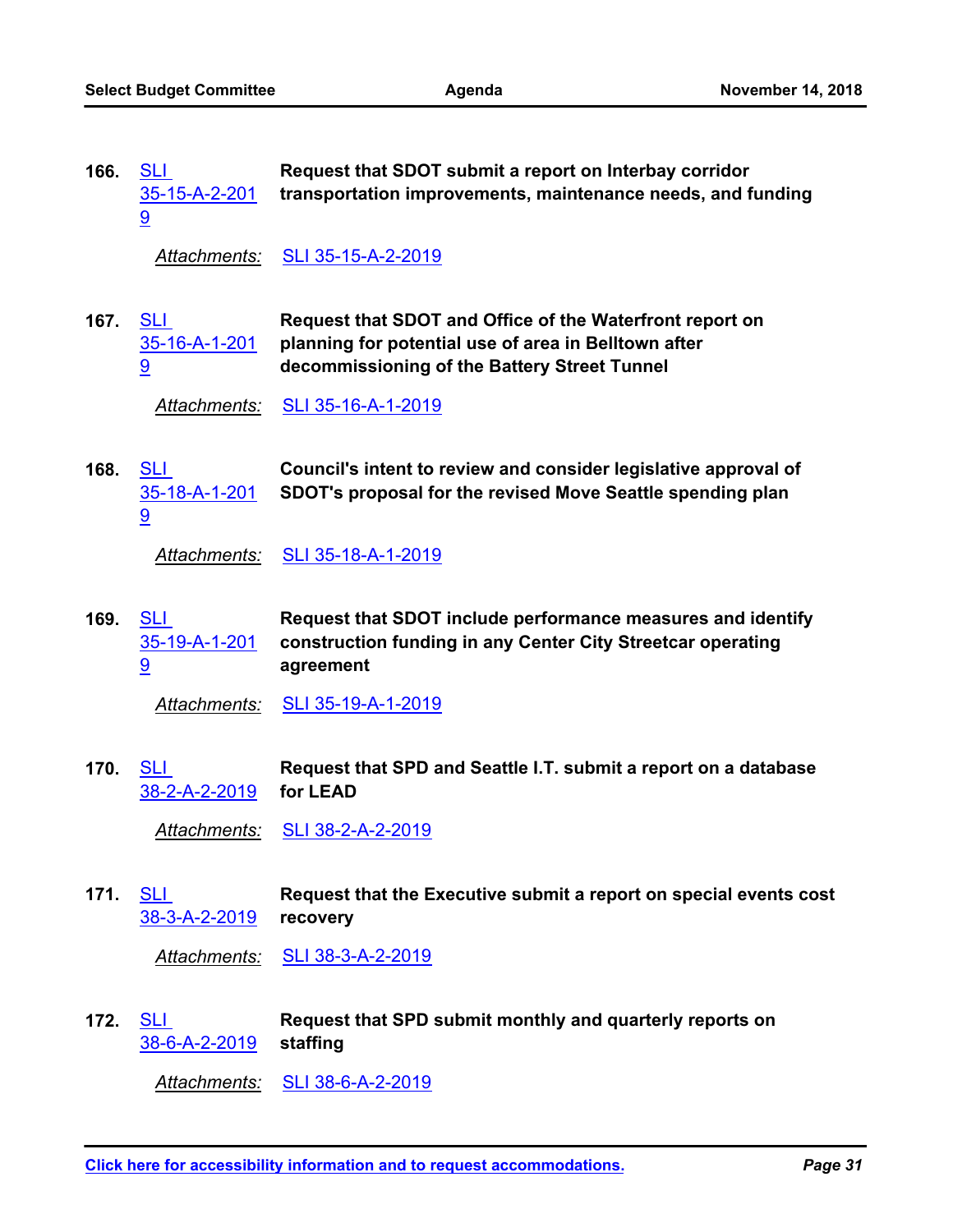166. SLI 35-15-A-2-2019 **Request that SDOT submit a report on Interbay corridor transportation improvements, maintenance needs, and funding**

*Attachments:* SLI 35-15-A-2-2019

167. SLI 35-16-A-1-2019 **Request that SDOT and Office of the Waterfront report on planning for potential use of area in Belltown after decommissioning of the Battery Street Tunnel**

*Attachments:* SLI 35-16-A-1-2019

168. SLI 35-18-A-1-2019 **Council's intent to review and consider legislative approval of SDOT's proposal for the revised Move Seattle spending plan**

*Attachments:* SLI 35-18-A-1-2019

169. SLI 35-19-A-1-2019 **Request that SDOT include performance measures and identify construction funding in any Center City Streetcar operating agreement**

*Attachments:* SLI 35-19-A-1-2019

170. SLI 38-2-A-2-2019 **Request that SPD and Seattle I.T. submit a report on a database for LEAD**

*Attachments:* SLI 38-2-A-2-2019

171. SLI 38-3-A-2-2019 **Request that the Executive submit a report on special events cost recovery**

*Attachments:* SLI 38-3-A-2-2019

172. SLI 38-6-A-2-2019 **Request that SPD submit monthly and quarterly reports on staffing**

*Attachments:* SLI 38-6-A-2-2019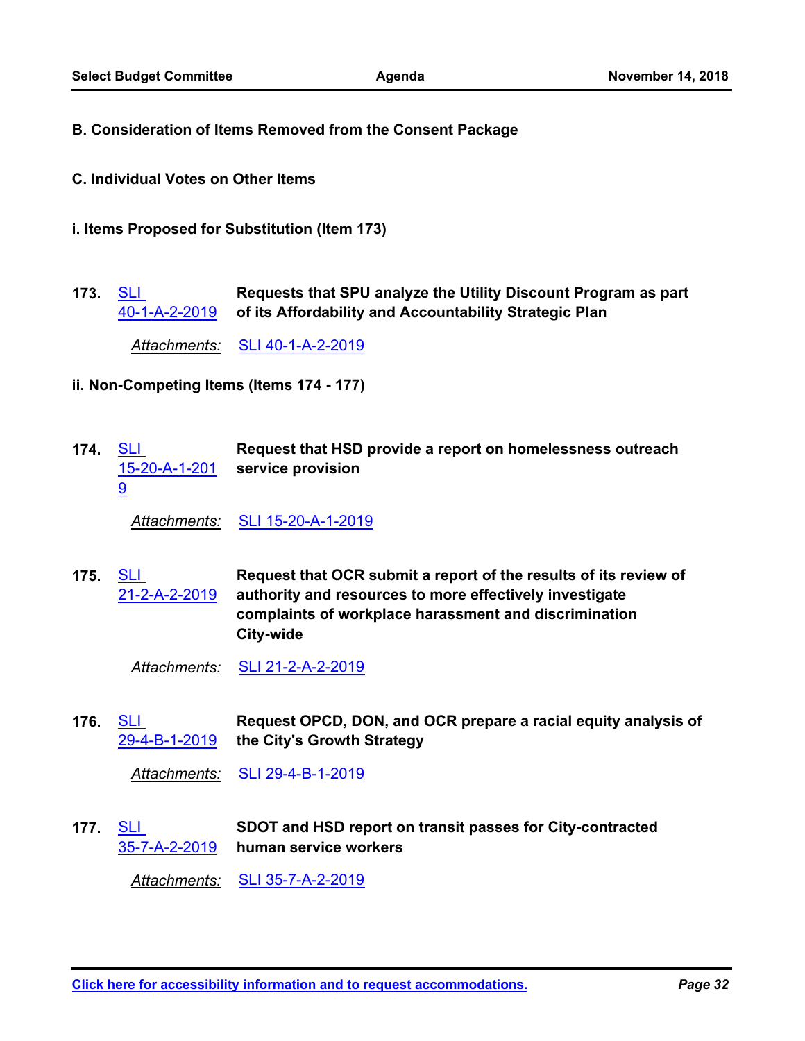**B. Consideration of Items Removed from the Consent Package**

**C. Individual Votes on Other Items**

**i. Items Proposed for Substitution (Item 173)**

**173.** SLI 40-1-A-2-2019 **Requests that SPU analyze the Utility Discount Program as part of its Affordability and Accountability Strategic Plan**

*Attachments:* SLI 40-1-A-2-2019

**ii. Non-Competing Items (Items 174 - 177)**

**174.** SLI 15-20-A-1-2019 **Request that HSD provide a report on homelessness outreach service provision**

*Attachments:* SLI 15-20-A-1-2019

**175.** SLI 21-2-A-2-2019 **Request that OCR submit a report of the results of its review of authority and resources to more effectively investigate complaints of workplace harassment and discrimination City-wide**

*Attachments:* SLI 21-2-A-2-2019

**176.** SLI 29-4-B-1-2019 **Request OPCD, DON, and OCR prepare a racial equity analysis of the City's Growth Strategy**

*Attachments:* SLI 29-4-B-1-2019

**177.** SLI 35-7-A-2-2019 **SDOT and HSD report on transit passes for City-contracted human service workers**

*Attachments:* SLI 35-7-A-2-2019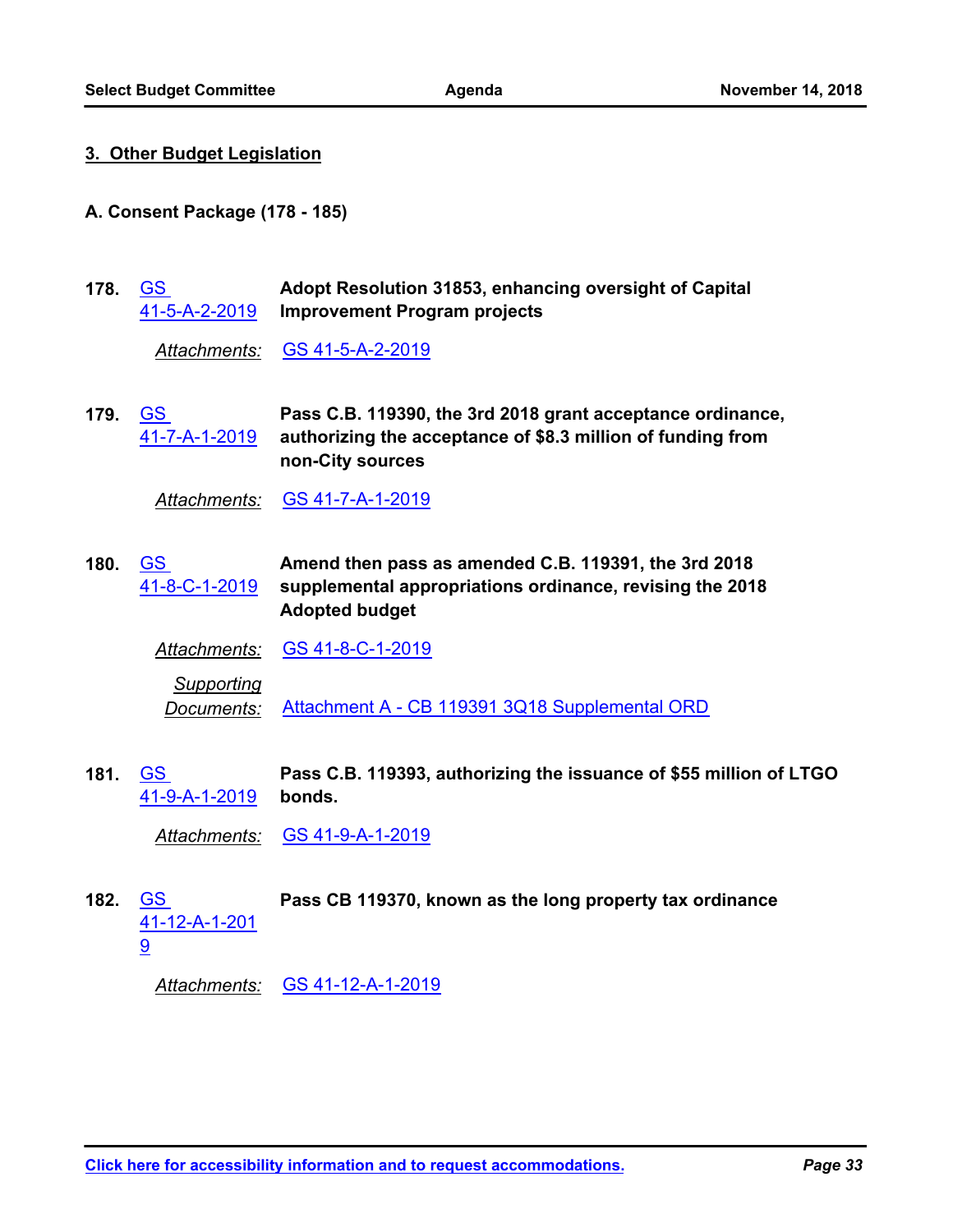## 3. Other Budget Legislation

### A. Consent Package (178 - 185)

**178.** GS 41-5-A-2-2019 — **Adopt Resolution 31853, enhancing oversight of Capital Improvement Program projects**

*Attachments:* GS 41-5-A-2-2019

**179.** GS 41-7-A-1-2019 — **Pass C.B. 119390, the 3rd 2018 grant acceptance ordinance, authorizing the acceptance of $8.3 million of funding from non-City sources**

*Attachments:* GS 41-7-A-1-2019

**180.** GS 41-8-C-1-2019 — **Amend then pass as amended C.B. 119391, the 3rd 2018 supplemental appropriations ordinance, revising the 2018 Adopted budget**

*Attachments:* GS 41-8-C-1-2019

*Supporting Documents:* Attachment A - CB 119391 3Q18 Supplemental ORD

**181.** GS 41-9-A-1-2019 — **Pass C.B. 119393, authorizing the issuance of $55 million of LTGO bonds.**

*Attachments:* GS 41-9-A-1-2019

**182.** GS 41-12-A-1-2019 — **Pass CB 119370, known as the long property tax ordinance**

*Attachments:* GS 41-12-A-1-2019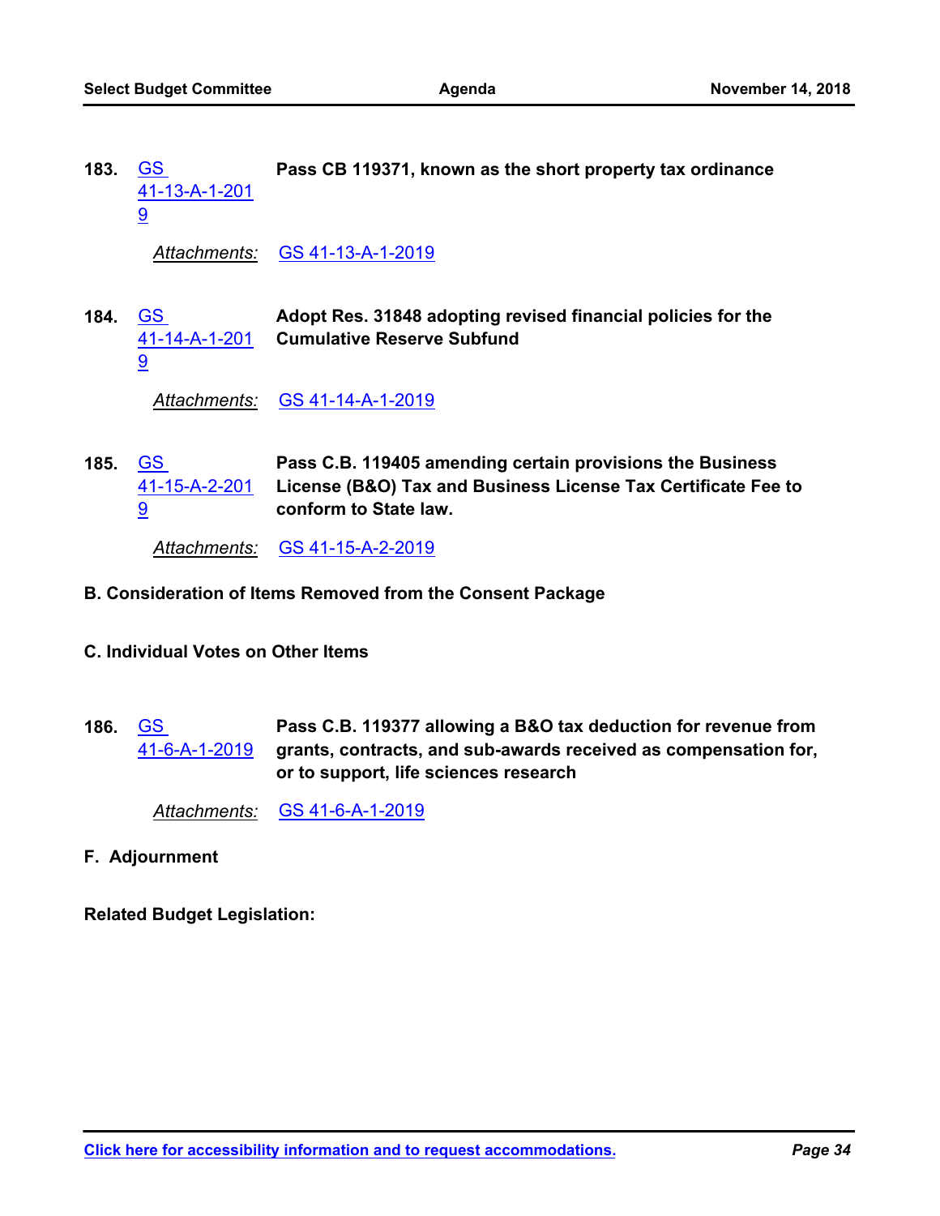**183.** GS 41-13-A-1-2019 **Pass CB 119371, known as the short property tax ordinance**

*Attachments:* GS 41-13-A-1-2019

**184.** GS 41-14-A-1-2019 **Adopt Res. 31848 adopting revised financial policies for the Cumulative Reserve Subfund**

*Attachments:* GS 41-14-A-1-2019

**185.** GS 41-15-A-2-2019 **Pass C.B. 119405 amending certain provisions the Business License (B&O) Tax and Business License Tax Certificate Fee to conform to State law.**

*Attachments:* GS 41-15-A-2-2019

**B. Consideration of Items Removed from the Consent Package**

**C. Individual Votes on Other Items**

**186.** GS 41-6-A-1-2019 **Pass C.B. 119377 allowing a B&O tax deduction for revenue from grants, contracts, and sub-awards received as compensation for, or to support, life sciences research**

*Attachments:* GS 41-6-A-1-2019

**F. Adjournment**

**Related Budget Legislation:**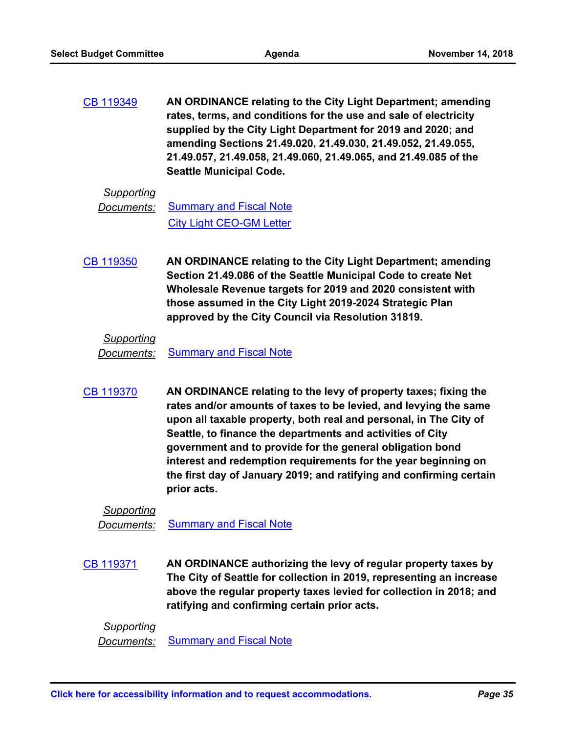CB 119349 **AN ORDINANCE relating to the City Light Department; amending rates, terms, and conditions for the use and sale of electricity supplied by the City Light Department for 2019 and 2020; and amending Sections 21.49.020, 21.49.030, 21.49.052, 21.49.055, 21.49.057, 21.49.058, 21.49.060, 21.49.065, and 21.49.085 of the Seattle Municipal Code.**

*Supporting Documents:* Summary and Fiscal Note
City Light CEO-GM Letter

CB 119350 **AN ORDINANCE relating to the City Light Department; amending Section 21.49.086 of the Seattle Municipal Code to create Net Wholesale Revenue targets for 2019 and 2020 consistent with those assumed in the City Light 2019-2024 Strategic Plan approved by the City Council via Resolution 31819.**

*Supporting Documents:* Summary and Fiscal Note

CB 119370 **AN ORDINANCE relating to the levy of property taxes; fixing the rates and/or amounts of taxes to be levied, and levying the same upon all taxable property, both real and personal, in The City of Seattle, to finance the departments and activities of City government and to provide for the general obligation bond interest and redemption requirements for the year beginning on the first day of January 2019; and ratifying and confirming certain prior acts.**

*Supporting Documents:* Summary and Fiscal Note

CB 119371 **AN ORDINANCE authorizing the levy of regular property taxes by The City of Seattle for collection in 2019, representing an increase above the regular property taxes levied for collection in 2018; and ratifying and confirming certain prior acts.**

*Supporting Documents:* Summary and Fiscal Note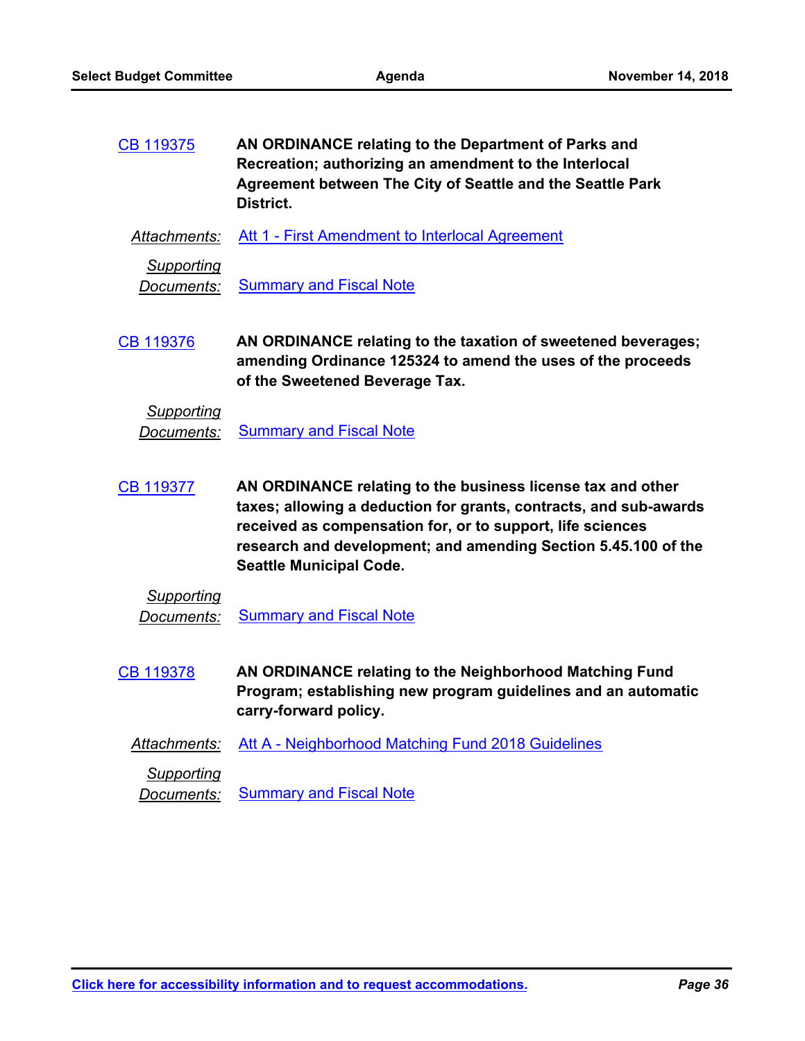CB 119375 **AN ORDINANCE relating to the Department of Parks and Recreation; authorizing an amendment to the Interlocal Agreement between The City of Seattle and the Seattle Park District.**

*Attachments:* Att 1 - First Amendment to Interlocal Agreement

*Supporting Documents:* Summary and Fiscal Note

CB 119376 **AN ORDINANCE relating to the taxation of sweetened beverages; amending Ordinance 125324 to amend the uses of the proceeds of the Sweetened Beverage Tax.**

*Supporting Documents:* Summary and Fiscal Note

CB 119377 **AN ORDINANCE relating to the business license tax and other taxes; allowing a deduction for grants, contracts, and sub-awards received as compensation for, or to support, life sciences research and development; and amending Section 5.45.100 of the Seattle Municipal Code.**

*Supporting Documents:* Summary and Fiscal Note

CB 119378 **AN ORDINANCE relating to the Neighborhood Matching Fund Program; establishing new program guidelines and an automatic carry-forward policy.**

*Attachments:* Att A - Neighborhood Matching Fund 2018 Guidelines

*Supporting Documents:* Summary and Fiscal Note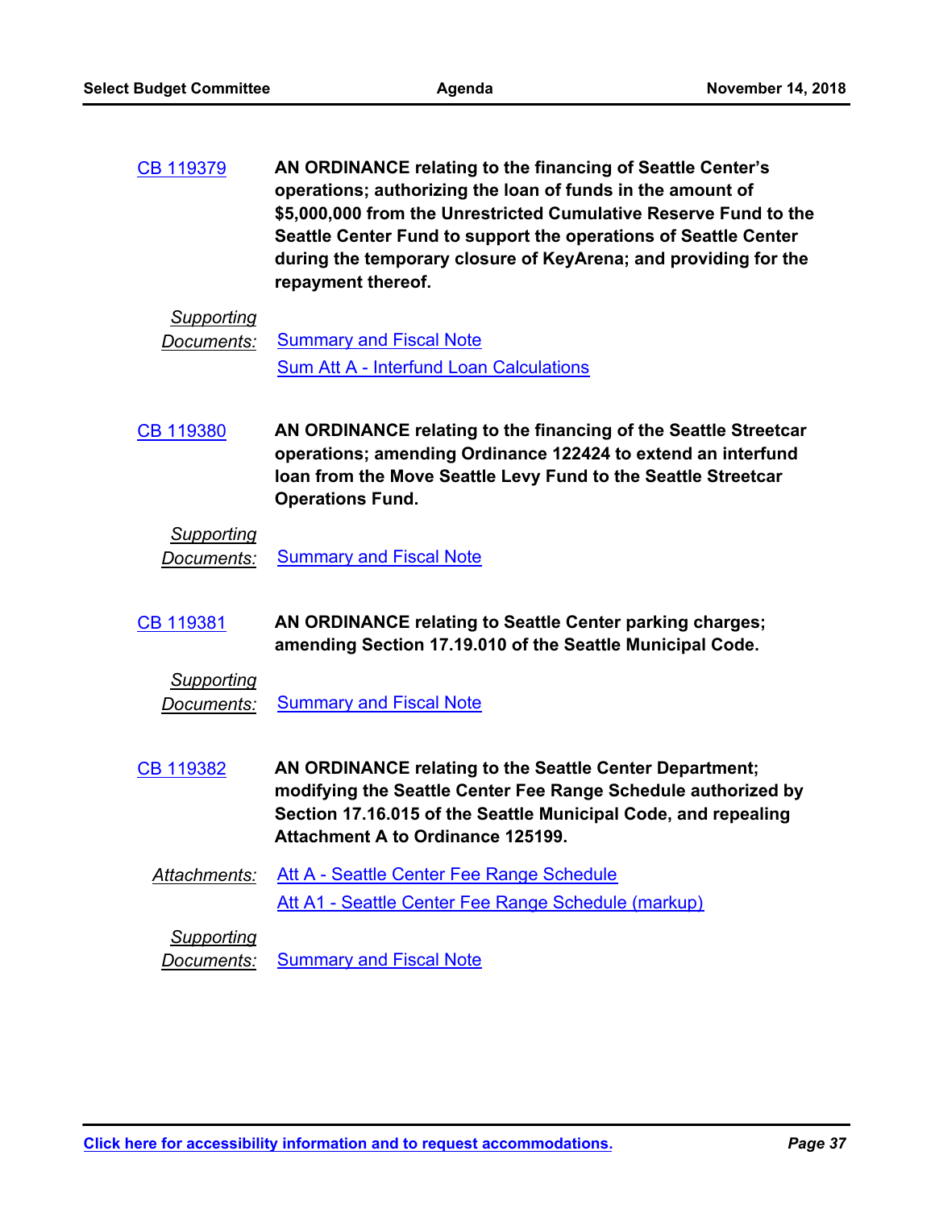CB 119379 **AN ORDINANCE relating to the financing of Seattle Center's operations; authorizing the loan of funds in the amount of $5,000,000 from the Unrestricted Cumulative Reserve Fund to the Seattle Center Fund to support the operations of Seattle Center during the temporary closure of KeyArena; and providing for the repayment thereof.**

*Supporting Documents:* Summary and Fiscal Note

Sum Att A - Interfund Loan Calculations

CB 119380 **AN ORDINANCE relating to the financing of the Seattle Streetcar operations; amending Ordinance 122424 to extend an interfund loan from the Move Seattle Levy Fund to the Seattle Streetcar Operations Fund.**

*Supporting Documents:* Summary and Fiscal Note

CB 119381 **AN ORDINANCE relating to Seattle Center parking charges; amending Section 17.19.010 of the Seattle Municipal Code.**

*Supporting Documents:* Summary and Fiscal Note

CB 119382 **AN ORDINANCE relating to the Seattle Center Department; modifying the Seattle Center Fee Range Schedule authorized by Section 17.16.015 of the Seattle Municipal Code, and repealing Attachment A to Ordinance 125199.**

*Attachments:* Att A - Seattle Center Fee Range Schedule

Att A1 - Seattle Center Fee Range Schedule (markup)

*Supporting Documents:* Summary and Fiscal Note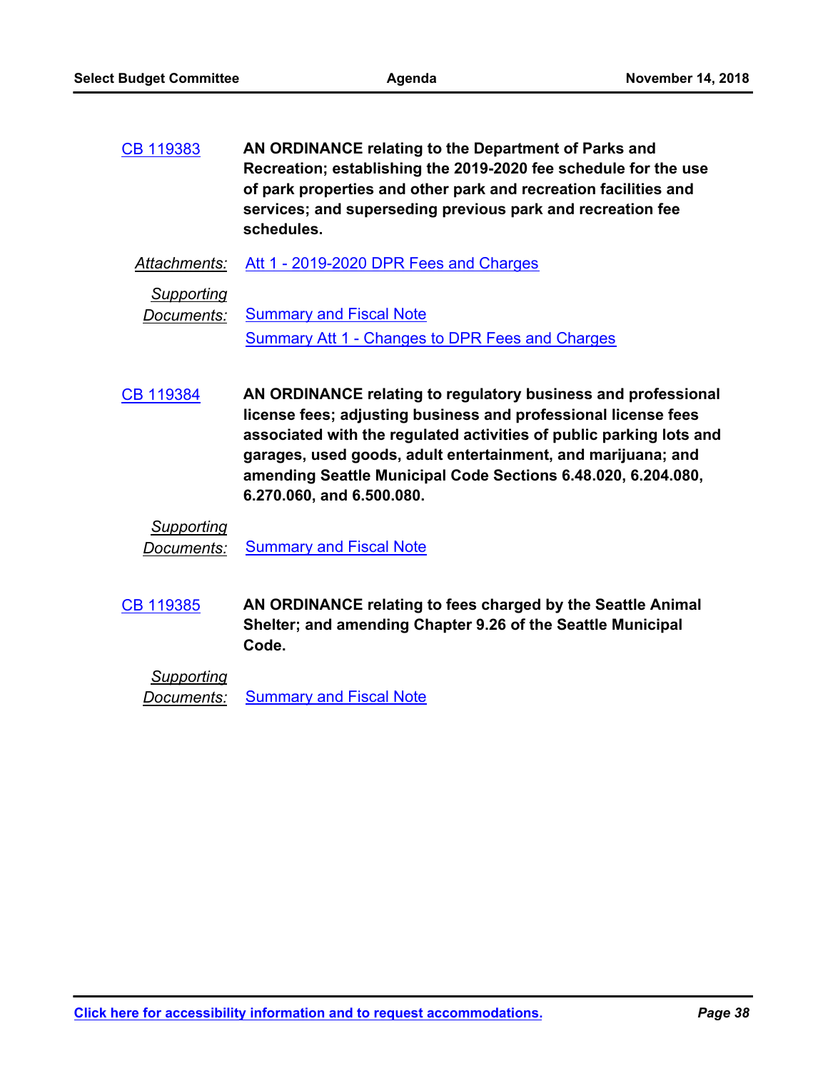CB 119383 **AN ORDINANCE relating to the Department of Parks and Recreation; establishing the 2019-2020 fee schedule for the use of park properties and other park and recreation facilities and services; and superseding previous park and recreation fee schedules.**

*Attachments:* Att 1 - 2019-2020 DPR Fees and Charges

*Supporting Documents:* Summary and Fiscal Note
Summary Att 1 - Changes to DPR Fees and Charges

CB 119384 **AN ORDINANCE relating to regulatory business and professional license fees; adjusting business and professional license fees associated with the regulated activities of public parking lots and garages, used goods, adult entertainment, and marijuana; and amending Seattle Municipal Code Sections 6.48.020, 6.204.080, 6.270.060, and 6.500.080.**

*Supporting Documents:* Summary and Fiscal Note

CB 119385 **AN ORDINANCE relating to fees charged by the Seattle Animal Shelter; and amending Chapter 9.26 of the Seattle Municipal Code.**

*Supporting Documents:* Summary and Fiscal Note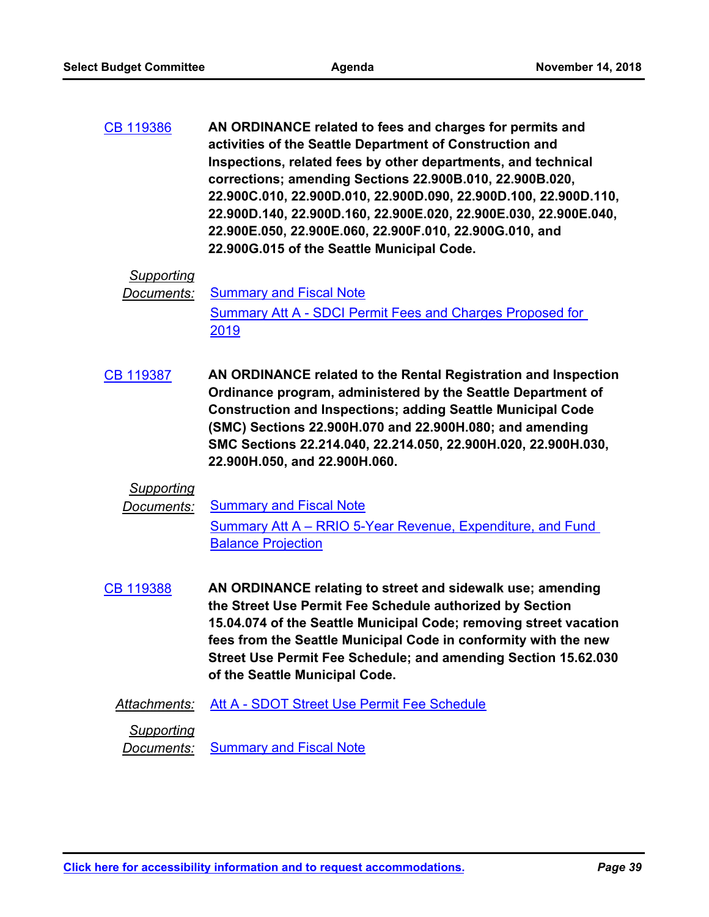CB 119386 **AN ORDINANCE related to fees and charges for permits and activities of the Seattle Department of Construction and Inspections, related fees by other departments, and technical corrections; amending Sections 22.900B.010, 22.900B.020, 22.900C.010, 22.900D.010, 22.900D.090, 22.900D.100, 22.900D.110, 22.900D.140, 22.900D.160, 22.900E.020, 22.900E.030, 22.900E.040, 22.900E.050, 22.900E.060, 22.900F.010, 22.900G.010, and 22.900G.015 of the Seattle Municipal Code.**

*Supporting Documents:* Summary and Fiscal Note
Summary Att A - SDCI Permit Fees and Charges Proposed for 2019

CB 119387 **AN ORDINANCE related to the Rental Registration and Inspection Ordinance program, administered by the Seattle Department of Construction and Inspections; adding Seattle Municipal Code (SMC) Sections 22.900H.070 and 22.900H.080; and amending SMC Sections 22.214.040, 22.214.050, 22.900H.020, 22.900H.030, 22.900H.050, and 22.900H.060.**

*Supporting Documents:* Summary and Fiscal Note
Summary Att A – RRIO 5-Year Revenue, Expenditure, and Fund Balance Projection

CB 119388 **AN ORDINANCE relating to street and sidewalk use; amending the Street Use Permit Fee Schedule authorized by Section 15.04.074 of the Seattle Municipal Code; removing street vacation fees from the Seattle Municipal Code in conformity with the new Street Use Permit Fee Schedule; and amending Section 15.62.030 of the Seattle Municipal Code.**

*Attachments:* Att A - SDOT Street Use Permit Fee Schedule

*Supporting Documents:* Summary and Fiscal Note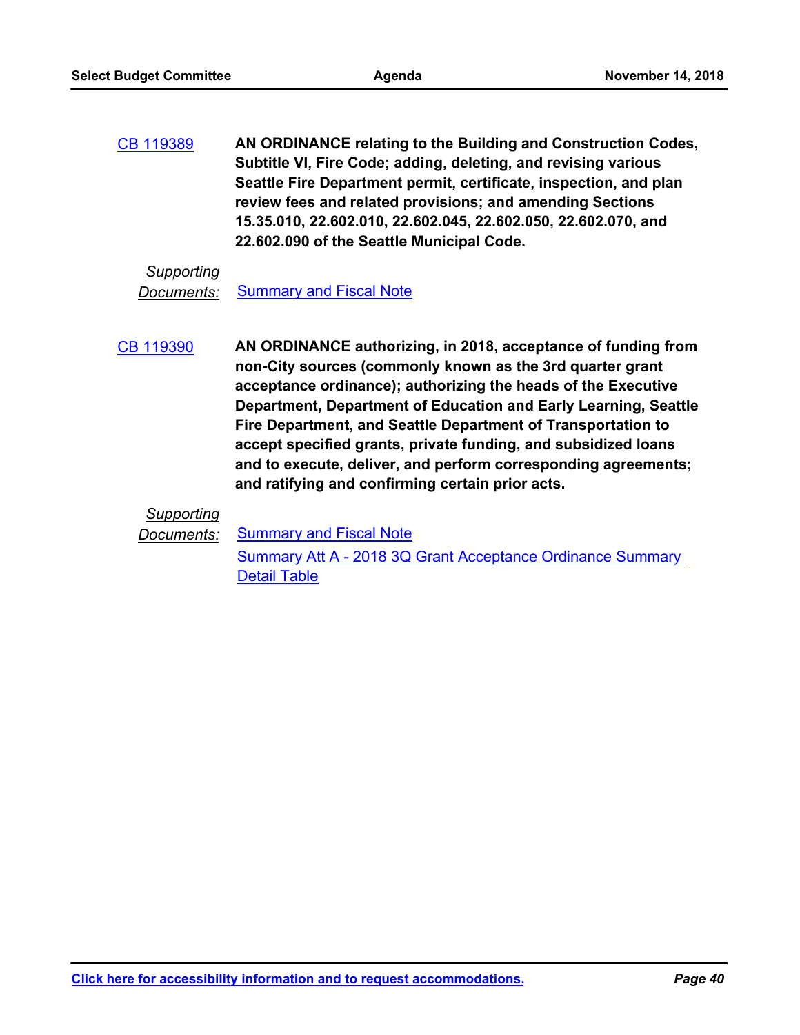CB 119389 **AN ORDINANCE relating to the Building and Construction Codes, Subtitle VI, Fire Code; adding, deleting, and revising various Seattle Fire Department permit, certificate, inspection, and plan review fees and related provisions; and amending Sections 15.35.010, 22.602.010, 22.602.045, 22.602.050, 22.602.070, and 22.602.090 of the Seattle Municipal Code.**

*Supporting Documents:* Summary and Fiscal Note

CB 119390 **AN ORDINANCE authorizing, in 2018, acceptance of funding from non-City sources (commonly known as the 3rd quarter grant acceptance ordinance); authorizing the heads of the Executive Department, Department of Education and Early Learning, Seattle Fire Department, and Seattle Department of Transportation to accept specified grants, private funding, and subsidized loans and to execute, deliver, and perform corresponding agreements; and ratifying and confirming certain prior acts.**

*Supporting Documents:* Summary and Fiscal Note
Summary Att A - 2018 3Q Grant Acceptance Ordinance Summary Detail Table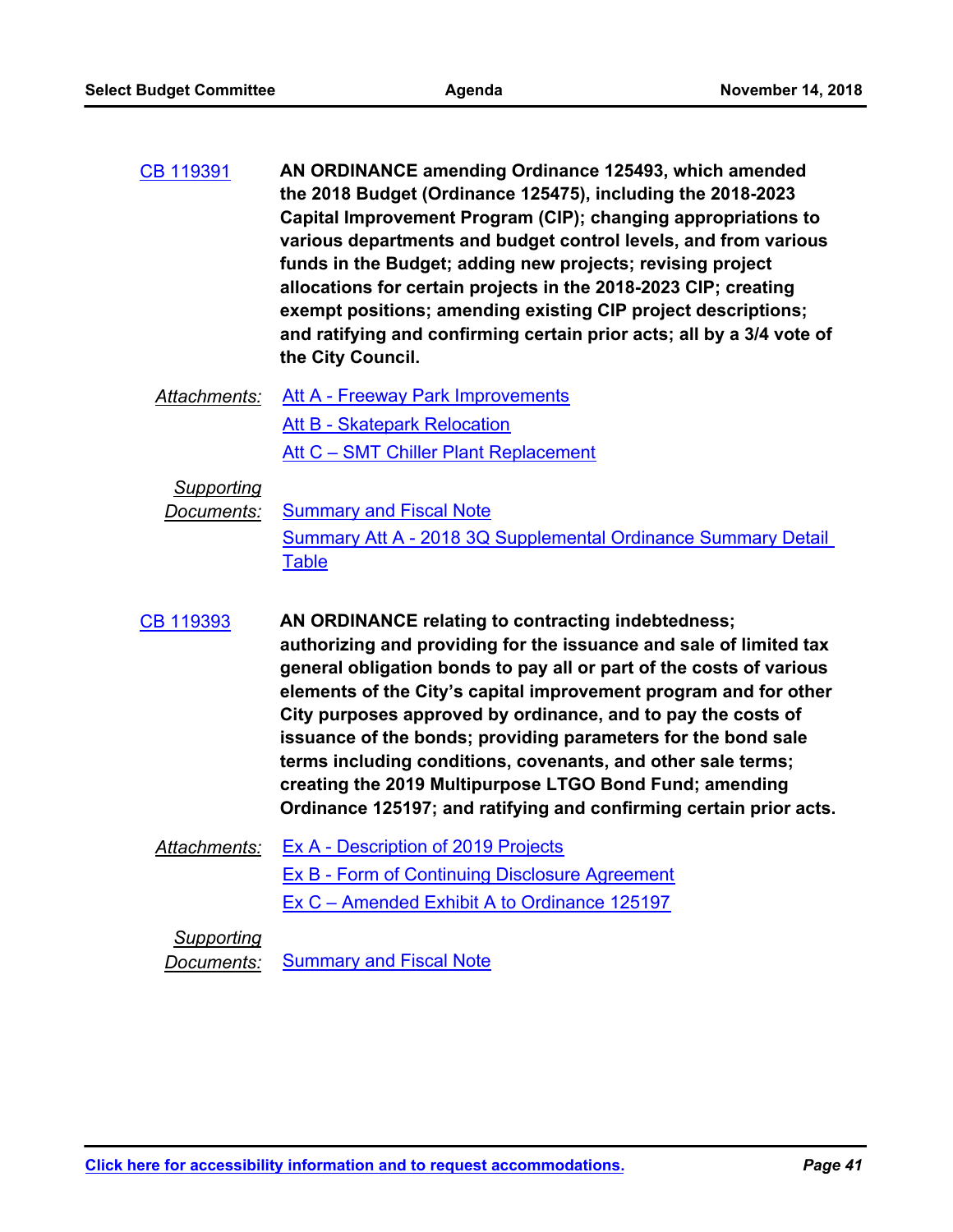CB 119391 **AN ORDINANCE amending Ordinance 125493, which amended the 2018 Budget (Ordinance 125475), including the 2018-2023 Capital Improvement Program (CIP); changing appropriations to various departments and budget control levels, and from various funds in the Budget; adding new projects; revising project allocations for certain projects in the 2018-2023 CIP; creating exempt positions; amending existing CIP project descriptions; and ratifying and confirming certain prior acts; all by a 3/4 vote of the City Council.**

*Attachments:* Att A - Freeway Park Improvements
Att B - Skatepark Relocation
Att C – SMT Chiller Plant Replacement

*Supporting Documents:* Summary and Fiscal Note
Summary Att A - 2018 3Q Supplemental Ordinance Summary Detail Table

CB 119393 **AN ORDINANCE relating to contracting indebtedness; authorizing and providing for the issuance and sale of limited tax general obligation bonds to pay all or part of the costs of various elements of the City's capital improvement program and for other City purposes approved by ordinance, and to pay the costs of issuance of the bonds; providing parameters for the bond sale terms including conditions, covenants, and other sale terms; creating the 2019 Multipurpose LTGO Bond Fund; amending Ordinance 125197; and ratifying and confirming certain prior acts.**

*Attachments:* Ex A - Description of 2019 Projects
Ex B - Form of Continuing Disclosure Agreement
Ex C – Amended Exhibit A to Ordinance 125197

*Supporting Documents:* Summary and Fiscal Note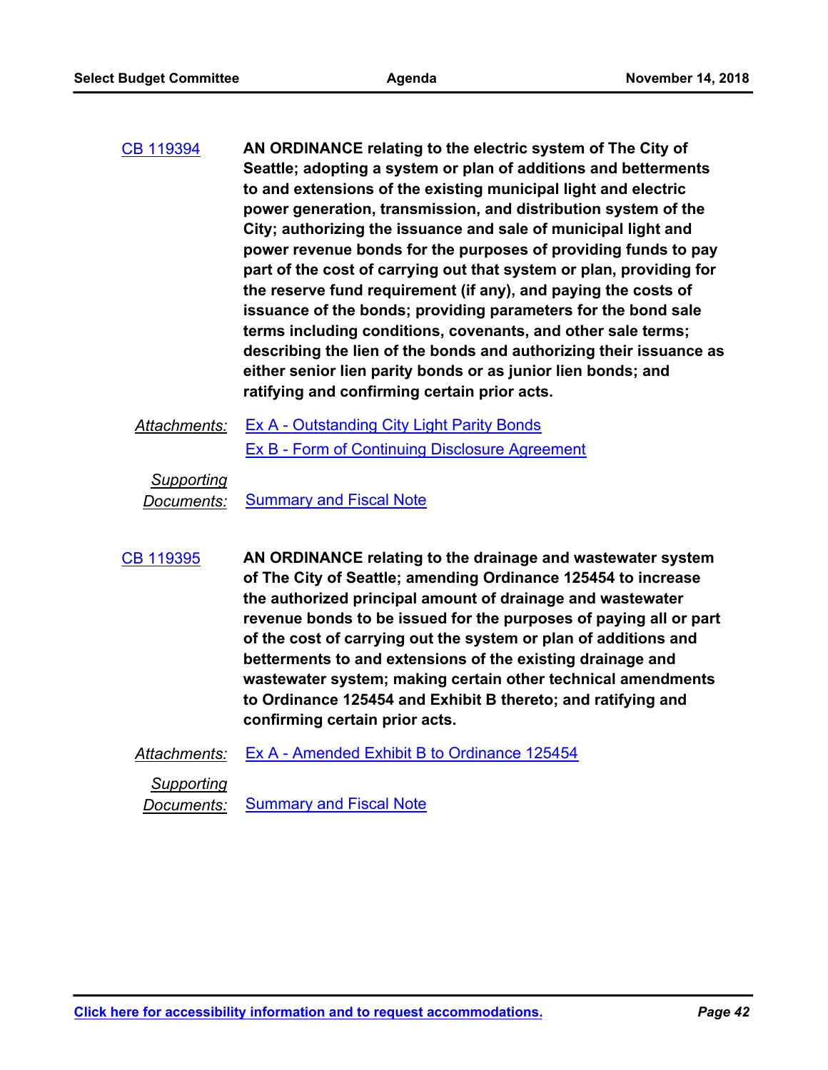CB 119394 **AN ORDINANCE relating to the electric system of The City of Seattle; adopting a system or plan of additions and betterments to and extensions of the existing municipal light and electric power generation, transmission, and distribution system of the City; authorizing the issuance and sale of municipal light and power revenue bonds for the purposes of providing funds to pay part of the cost of carrying out that system or plan, providing for the reserve fund requirement (if any), and paying the costs of issuance of the bonds; providing parameters for the bond sale terms including conditions, covenants, and other sale terms; describing the lien of the bonds and authorizing their issuance as either senior lien parity bonds or as junior lien bonds; and ratifying and confirming certain prior acts.**

*Attachments:* Ex A - Outstanding City Light Parity Bonds
Ex B - Form of Continuing Disclosure Agreement

*Supporting Documents:* Summary and Fiscal Note

CB 119395 **AN ORDINANCE relating to the drainage and wastewater system of The City of Seattle; amending Ordinance 125454 to increase the authorized principal amount of drainage and wastewater revenue bonds to be issued for the purposes of paying all or part of the cost of carrying out the system or plan of additions and betterments to and extensions of the existing drainage and wastewater system; making certain other technical amendments to Ordinance 125454 and Exhibit B thereto; and ratifying and confirming certain prior acts.**

*Attachments:* Ex A - Amended Exhibit B to Ordinance 125454

*Supporting Documents:* Summary and Fiscal Note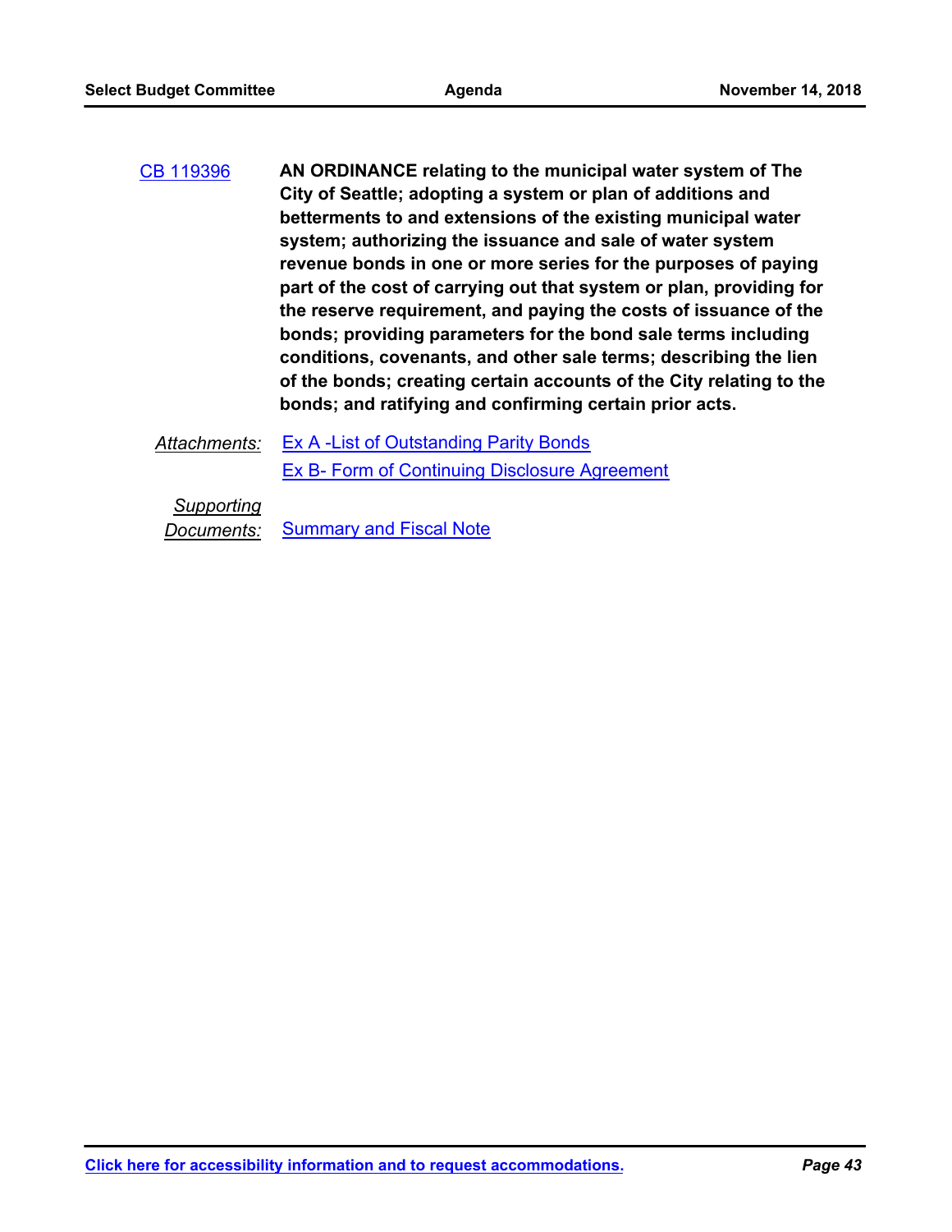CB 119396 **AN ORDINANCE relating to the municipal water system of The City of Seattle; adopting a system or plan of additions and betterments to and extensions of the existing municipal water system; authorizing the issuance and sale of water system revenue bonds in one or more series for the purposes of paying part of the cost of carrying out that system or plan, providing for the reserve requirement, and paying the costs of issuance of the bonds; providing parameters for the bond sale terms including conditions, covenants, and other sale terms; describing the lien of the bonds; creating certain accounts of the City relating to the bonds; and ratifying and confirming certain prior acts.**

*Attachments:* Ex A -List of Outstanding Parity Bonds
Ex B- Form of Continuing Disclosure Agreement

*Supporting Documents:* Summary and Fiscal Note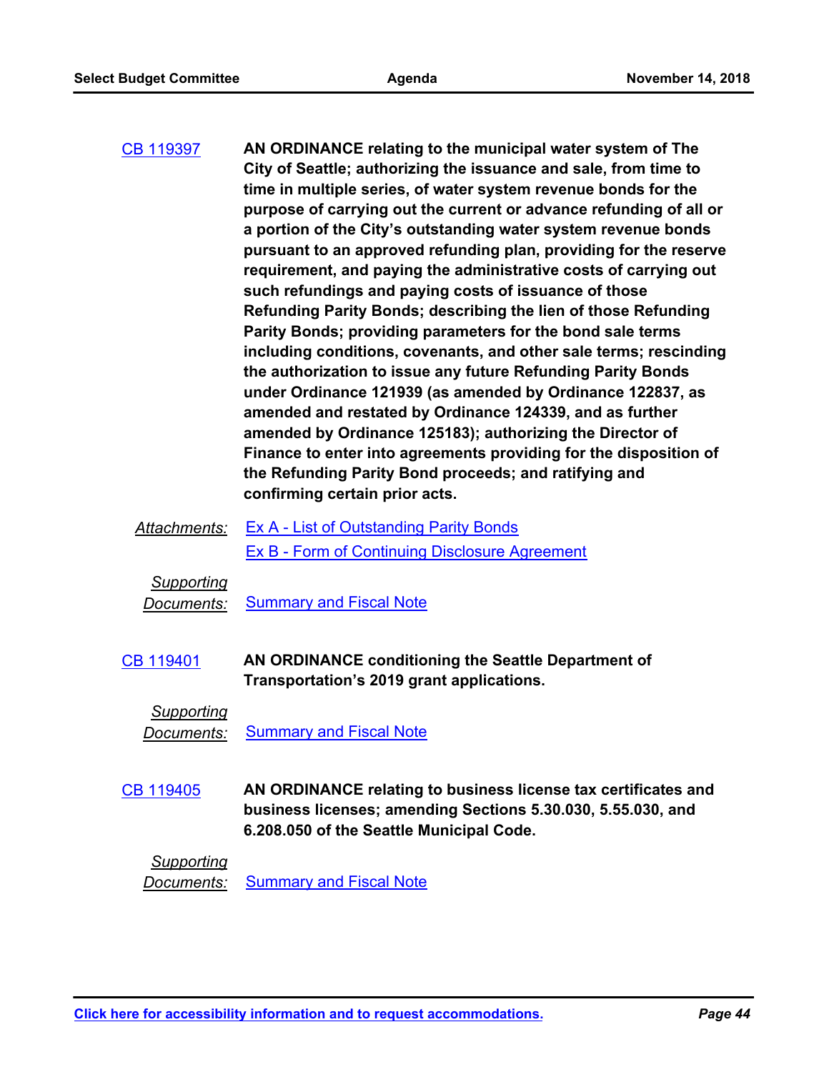CB 119397 **AN ORDINANCE relating to the municipal water system of The City of Seattle; authorizing the issuance and sale, from time to time in multiple series, of water system revenue bonds for the purpose of carrying out the current or advance refunding of all or a portion of the City's outstanding water system revenue bonds pursuant to an approved refunding plan, providing for the reserve requirement, and paying the administrative costs of carrying out such refundings and paying costs of issuance of those Refunding Parity Bonds; describing the lien of those Refunding Parity Bonds; providing parameters for the bond sale terms including conditions, covenants, and other sale terms; rescinding the authorization to issue any future Refunding Parity Bonds under Ordinance 121939 (as amended by Ordinance 122837, as amended and restated by Ordinance 124339, and as further amended by Ordinance 125183); authorizing the Director of Finance to enter into agreements providing for the disposition of the Refunding Parity Bond proceeds; and ratifying and confirming certain prior acts.**

*Attachments:* Ex A - List of Outstanding Parity Bonds
Ex B - Form of Continuing Disclosure Agreement

*Supporting Documents:* Summary and Fiscal Note

CB 119401 **AN ORDINANCE conditioning the Seattle Department of Transportation's 2019 grant applications.**

*Supporting Documents:* Summary and Fiscal Note

CB 119405 **AN ORDINANCE relating to business license tax certificates and business licenses; amending Sections 5.30.030, 5.55.030, and 6.208.050 of the Seattle Municipal Code.**

*Supporting Documents:* Summary and Fiscal Note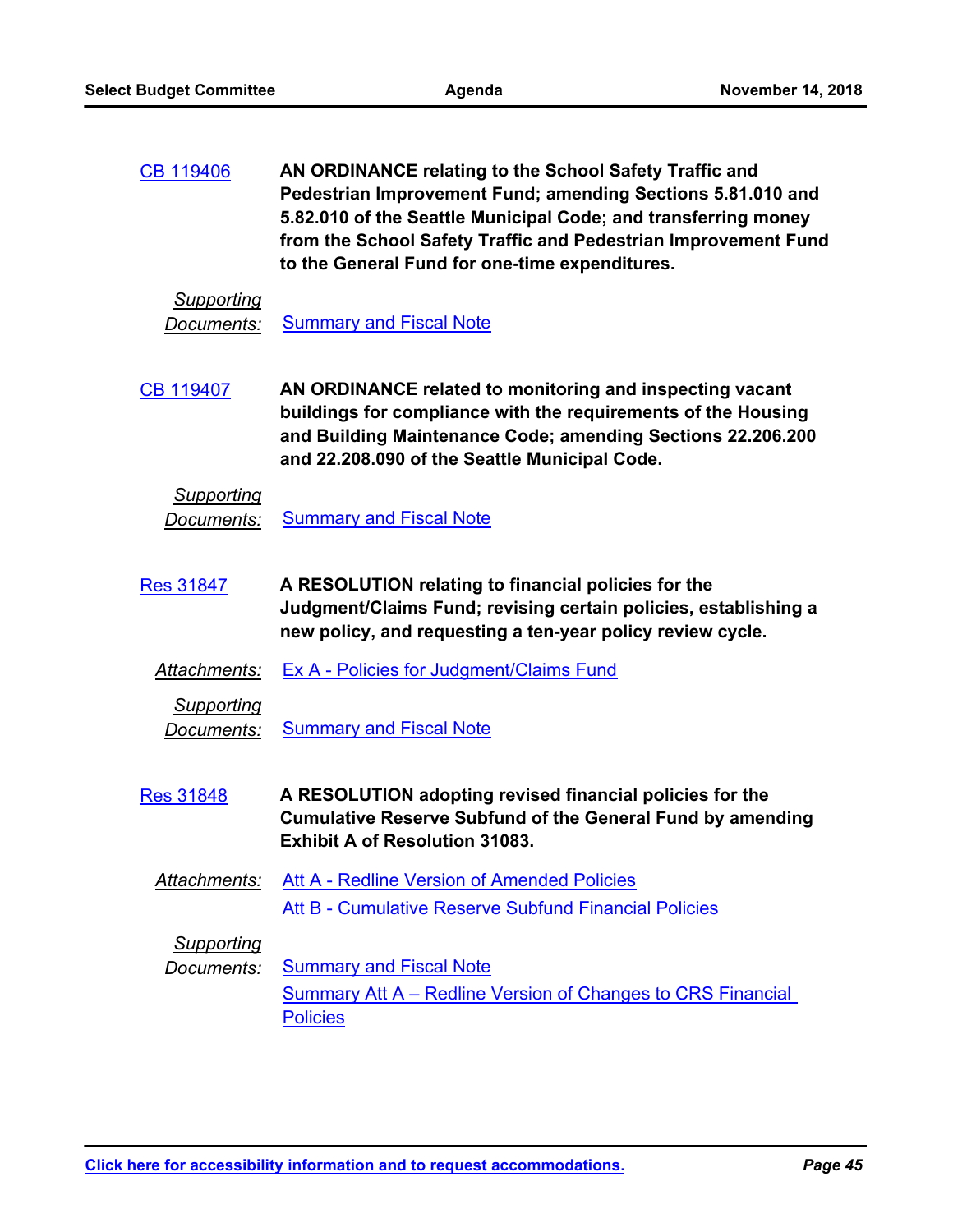CB 119406 **AN ORDINANCE relating to the School Safety Traffic and Pedestrian Improvement Fund; amending Sections 5.81.010 and 5.82.010 of the Seattle Municipal Code; and transferring money from the School Safety Traffic and Pedestrian Improvement Fund to the General Fund for one-time expenditures.**

*Supporting Documents:* Summary and Fiscal Note

CB 119407 **AN ORDINANCE related to monitoring and inspecting vacant buildings for compliance with the requirements of the Housing and Building Maintenance Code; amending Sections 22.206.200 and 22.208.090 of the Seattle Municipal Code.**

*Supporting Documents:* Summary and Fiscal Note

Res 31847 **A RESOLUTION relating to financial policies for the Judgment/Claims Fund; revising certain policies, establishing a new policy, and requesting a ten-year policy review cycle.**

*Attachments:* Ex A - Policies for Judgment/Claims Fund

*Supporting Documents:* Summary and Fiscal Note

Res 31848 **A RESOLUTION adopting revised financial policies for the Cumulative Reserve Subfund of the General Fund by amending Exhibit A of Resolution 31083.**

*Attachments:* Att A - Redline Version of Amended Policies
Att B - Cumulative Reserve Subfund Financial Policies

*Supporting Documents:* Summary and Fiscal Note
Summary Att A – Redline Version of Changes to CRS Financial Policies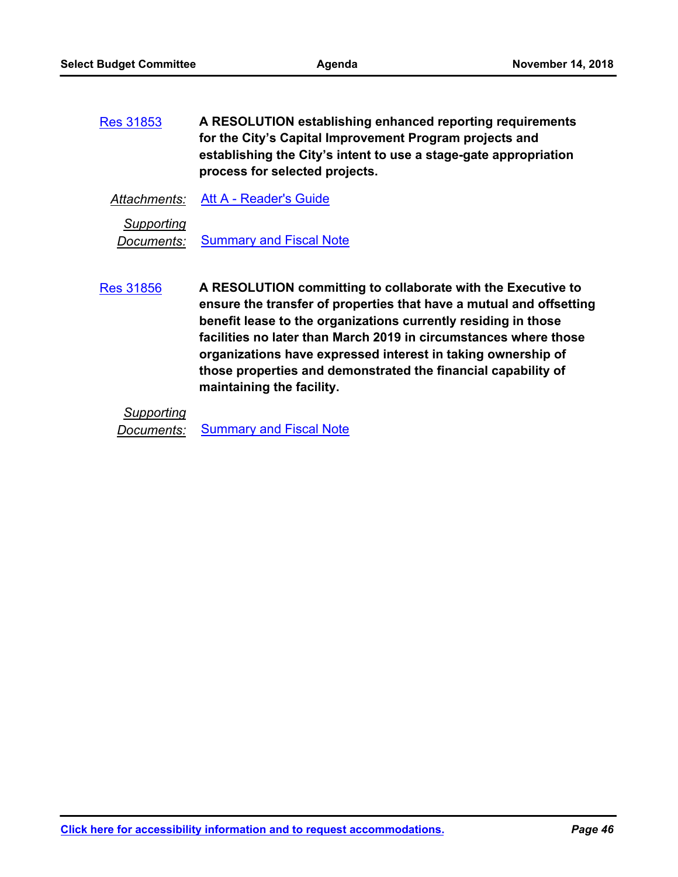Res 31853 **A RESOLUTION establishing enhanced reporting requirements for the City's Capital Improvement Program projects and establishing the City's intent to use a stage-gate appropriation process for selected projects.**

*Attachments:* Att A - Reader's Guide

*Supporting Documents:* Summary and Fiscal Note

Res 31856 **A RESOLUTION committing to collaborate with the Executive to ensure the transfer of properties that have a mutual and offsetting benefit lease to the organizations currently residing in those facilities no later than March 2019 in circumstances where those organizations have expressed interest in taking ownership of those properties and demonstrated the financial capability of maintaining the facility.**

*Supporting Documents:* Summary and Fiscal Note

**Click here for accessibility information and to request accommodations.**